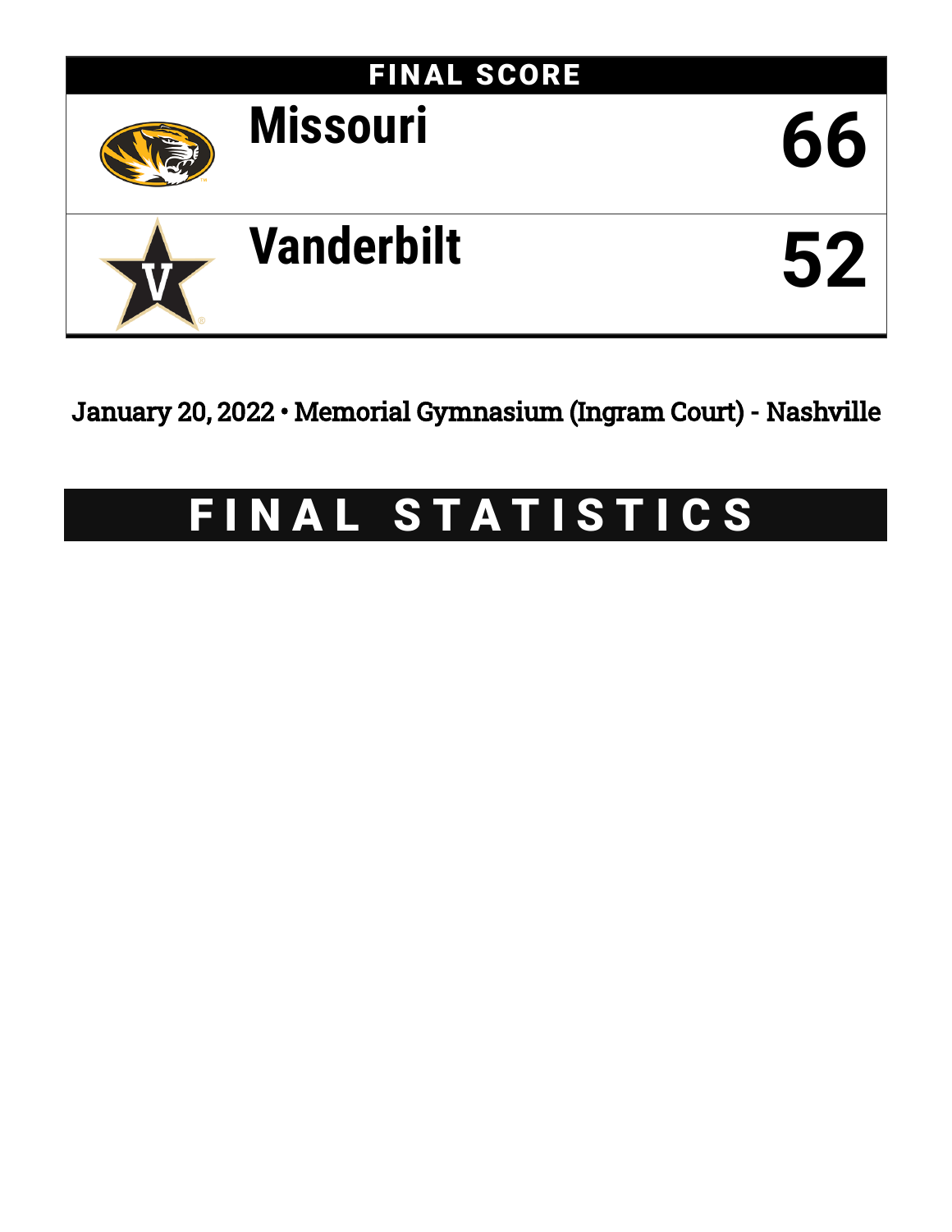## FINAL SCORE

| Team | Score |
|---|---|
| Missouri | 66 |
| Vanderbilt | 52 |

January 20, 2022 • Memorial Gymnasium (Ingram Court) - Nashville

# FINAL STATISTICS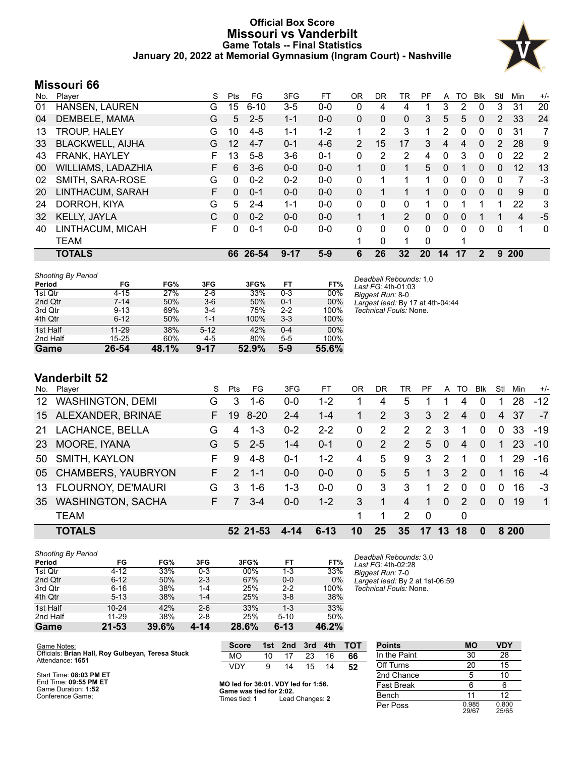# Official Box Score
## Missouri vs Vanderbilt
### Game Totals -- Final Statistics
### January 20, 2022 at Memorial Gymnasium (Ingram Court) - Nashville

## Missouri 66

| No. | Player | S | Pts | FG | 3FG | FT | OR | DR | TR | PF | A | TO | Blk | Stl | Min | +/- |
|---|---|---|---|---|---|---|---|---|---|---|---|---|---|---|---|---|
| 01 | HANSEN, LAUREN | G | 15 | 6-10 | 3-5 | 0-0 | 0 | 4 | 4 | 1 | 3 | 2 | 0 | 3 | 31 | 20 |
| 04 | DEMBELE, MAMA | G | 5 | 2-5 | 1-1 | 0-0 | 0 | 0 | 0 | 3 | 5 | 5 | 0 | 2 | 33 | 24 |
| 13 | TROUP, HALEY | G | 10 | 4-8 | 1-1 | 1-2 | 1 | 2 | 3 | 1 | 2 | 0 | 0 | 0 | 31 | 7 |
| 33 | BLACKWELL, AIJHA | G | 12 | 4-7 | 0-1 | 4-6 | 2 | 15 | 17 | 3 | 4 | 4 | 0 | 2 | 28 | 9 |
| 43 | FRANK, HAYLEY | F | 13 | 5-8 | 3-6 | 0-1 | 0 | 2 | 2 | 4 | 0 | 3 | 0 | 0 | 22 | 2 |
| 00 | WILLIAMS, LADAZHIA | F | 6 | 3-6 | 0-0 | 0-0 | 1 | 0 | 1 | 5 | 0 | 1 | 0 | 0 | 12 | 13 |
| 02 | SMITH, SARA-ROSE | G | 0 | 0-2 | 0-2 | 0-0 | 0 | 1 | 1 | 1 | 0 | 0 | 0 | 0 | 7 | -3 |
| 20 | LINTHACUM, SARAH | F | 0 | 0-1 | 0-0 | 0-0 | 0 | 1 | 1 | 1 | 0 | 0 | 0 | 0 | 9 | 0 |
| 24 | DORROH, KIYA | G | 5 | 2-4 | 1-1 | 0-0 | 0 | 0 | 0 | 1 | 0 | 1 | 1 | 1 | 22 | 3 |
| 32 | KELLY, JAYLA | C | 0 | 0-2 | 0-0 | 0-0 | 1 | 1 | 2 | 0 | 0 | 0 | 1 | 1 | 4 | -5 |
| 40 | LINTHACUM, MICAH | F | 0 | 0-1 | 0-0 | 0-0 | 0 | 0 | 0 | 0 | 0 | 0 | 0 | 0 | 1 | 0 |
| | TEAM | | | | | | 1 | 0 | 1 | 0 | | 1 | | | | |
| | **TOTALS** | | **66** | **26-54** | **9-17** | **5-9** | **6** | **26** | **32** | **20** | **14** | **17** | **2** | **9** | **200** | |

*Shooting By Period*

| Period | FG | FG% | 3FG | 3FG% | FT | FT% |
|---|---|---|---|---|---|---|
| 1st Qtr | 4-15 | 27% | 2-6 | 33% | 0-3 | 00% |
| 2nd Qtr | 7-14 | 50% | 3-6 | 50% | 0-1 | 00% |
| 3rd Qtr | 9-13 | 69% | 3-4 | 75% | 2-2 | 100% |
| 4th Qtr | 6-12 | 50% | 1-1 | 100% | 3-3 | 100% |
| 1st Half | 11-29 | 38% | 5-12 | 42% | 0-4 | 00% |
| 2nd Half | 15-25 | 60% | 4-5 | 80% | 5-5 | 100% |
| **Game** | **26-54** | **48.1%** | **9-17** | **52.9%** | **5-9** | **55.6%** |

*Deadball Rebounds:* 1,0
*Last FG:* 4th-01:03
*Biggest Run:* 8-0
*Largest lead:* By 17 at 4th-04:44
*Technical Fouls:* None.

## Vanderbilt 52

| No. | Player | S | Pts | FG | 3FG | FT | OR | DR | TR | PF | A | TO | Blk | Stl | Min | +/- |
|---|---|---|---|---|---|---|---|---|---|---|---|---|---|---|---|---|
| 12 | WASHINGTON, DEMI | G | 3 | 1-6 | 0-0 | 1-2 | 1 | 4 | 5 | 1 | 1 | 4 | 0 | 1 | 28 | -12 |
| 15 | ALEXANDER, BRINAE | F | 19 | 8-20 | 2-4 | 1-4 | 1 | 2 | 3 | 3 | 2 | 4 | 0 | 4 | 37 | -7 |
| 21 | LACHANCE, BELLA | G | 4 | 1-3 | 0-2 | 2-2 | 0 | 2 | 2 | 2 | 3 | 1 | 0 | 0 | 33 | -19 |
| 23 | MOORE, IYANA | G | 5 | 2-5 | 1-4 | 0-1 | 0 | 2 | 2 | 5 | 0 | 4 | 0 | 1 | 23 | -10 |
| 50 | SMITH, KAYLON | F | 9 | 4-8 | 0-1 | 1-2 | 4 | 5 | 9 | 3 | 2 | 1 | 0 | 1 | 29 | -16 |
| 05 | CHAMBERS, YAUBRYON | F | 2 | 1-1 | 0-0 | 0-0 | 0 | 5 | 5 | 1 | 3 | 2 | 0 | 1 | 16 | -4 |
| 13 | FLOURNOY, DE'MAURI | G | 3 | 1-6 | 1-3 | 0-0 | 0 | 3 | 3 | 1 | 2 | 0 | 0 | 0 | 16 | -3 |
| 35 | WASHINGTON, SACHA | F | 7 | 3-4 | 0-0 | 1-2 | 3 | 1 | 4 | 1 | 0 | 2 | 0 | 0 | 19 | 1 |
| | TEAM | | | | | | 1 | 1 | 2 | 0 | | 0 | | | | |
| | **TOTALS** | | **52** | **21-53** | **4-14** | **6-13** | **10** | **25** | **35** | **17** | **13** | **18** | **0** | **8** | **200** | |

*Shooting By Period*

| Period | FG | FG% | 3FG | 3FG% | FT | FT% |
|---|---|---|---|---|---|---|
| 1st Qtr | 4-12 | 33% | 0-3 | 00% | 1-3 | 33% |
| 2nd Qtr | 6-12 | 50% | 2-3 | 67% | 0-0 | 0% |
| 3rd Qtr | 6-16 | 38% | 1-4 | 25% | 2-2 | 100% |
| 4th Qtr | 5-13 | 38% | 1-4 | 25% | 3-8 | 38% |
| 1st Half | 10-24 | 42% | 2-6 | 33% | 1-3 | 33% |
| 2nd Half | 11-29 | 38% | 2-8 | 25% | 5-10 | 50% |
| **Game** | **21-53** | **39.6%** | **4-14** | **28.6%** | **6-13** | **46.2%** |

*Deadball Rebounds:* 3,0
*Last FG:* 4th-02:28
*Biggest Run:* 7-0
*Largest lead:* By 2 at 1st-06:59
*Technical Fouls:* None.

Game Notes:
Officials: **Brian Hall, Roy Gulbeyan, Teresa Stuck**
Attendance: **1651**

Start Time: **08:03 PM ET**
End Time: **09:55 PM ET**
Game Duration: **1:52**
Conference Game;

| Score | 1st | 2nd | 3rd | 4th | TOT |
|---|---|---|---|---|---|
| MO | 10 | 17 | 23 | 16 | **66** |
| VDY | 9 | 14 | 15 | 14 | **52** |

**MO led for 36:01. VDY led for 1:56.**
**Game was tied for 2:02.**
Times tied: **1** Lead Changes: **2**

| Points | MO | VDY |
|---|---|---|
| In the Paint | 30 | 28 |
| Off Turns | 20 | 15 |
| 2nd Chance | 5 | 10 |
| Fast Break | 6 | 6 |
| Bench | 11 | 12 |
| Per Poss | 0.985 29/67 | 0.800 25/65 |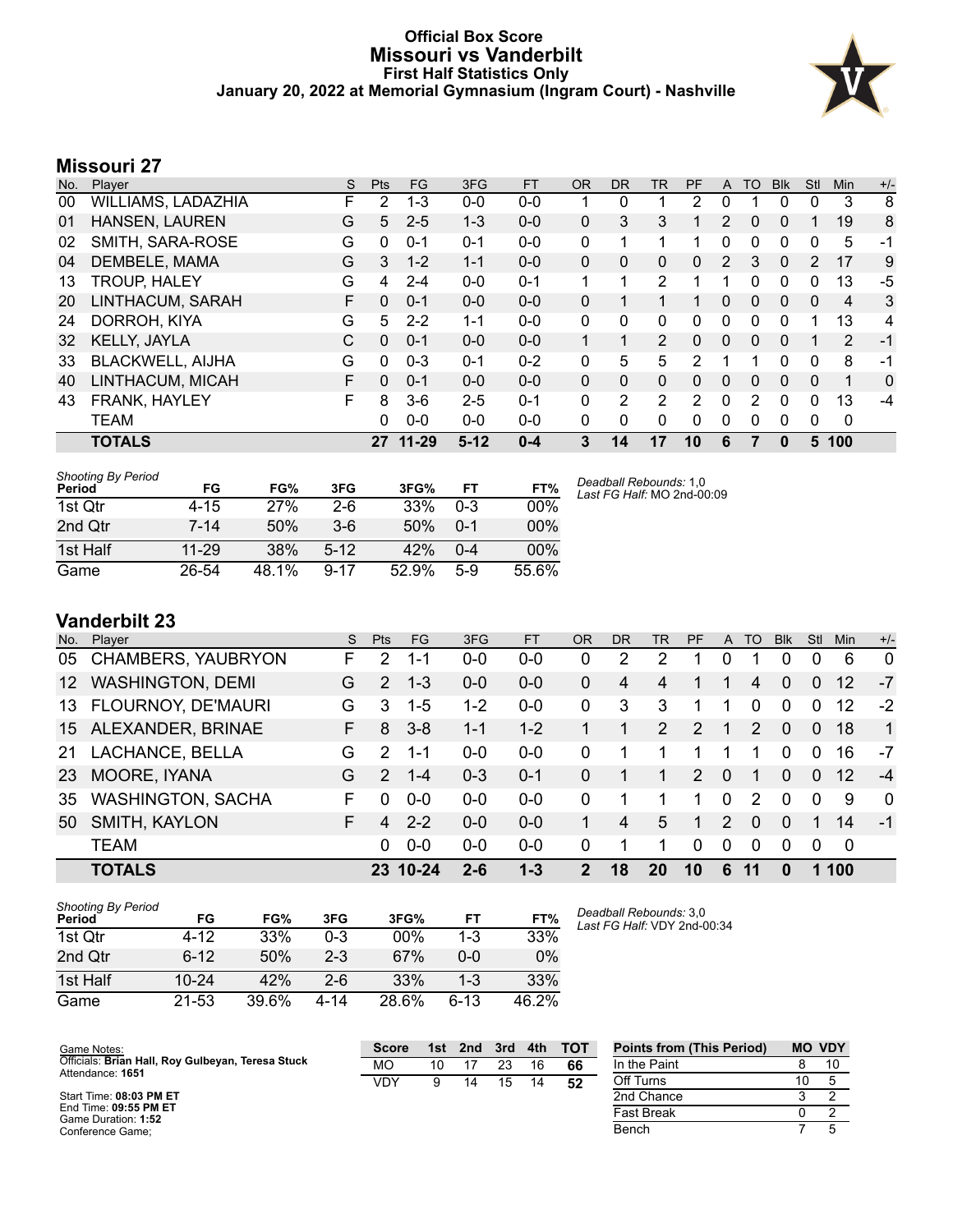# Official Box Score
## Missouri vs Vanderbilt
### First Half Statistics Only
### January 20, 2022 at Memorial Gymnasium (Ingram Court) - Nashville

## Missouri 27

| No. | Player | S | Pts | FG | 3FG | FT | OR | DR | TR | PF | A | TO | Blk | Stl | Min | +/- |
|---|---|---|---|---|---|---|---|---|---|---|---|---|---|---|---|---|
| 00 | WILLIAMS, LADAZHIA | F | 2 | 1-3 | 0-0 | 0-0 | 1 | 0 | 1 | 2 | 0 | 1 | 0 | 0 | 3 | 8 |
| 01 | HANSEN, LAUREN | G | 5 | 2-5 | 1-3 | 0-0 | 0 | 3 | 3 | 1 | 2 | 0 | 0 | 1 | 19 | 8 |
| 02 | SMITH, SARA-ROSE | G | 0 | 0-1 | 0-1 | 0-0 | 0 | 1 | 1 | 1 | 0 | 0 | 0 | 0 | 5 | -1 |
| 04 | DEMBELE, MAMA | G | 3 | 1-2 | 1-1 | 0-0 | 0 | 0 | 0 | 0 | 2 | 3 | 0 | 2 | 17 | 9 |
| 13 | TROUP, HALEY | G | 4 | 2-4 | 0-0 | 0-1 | 1 | 1 | 2 | 1 | 1 | 0 | 0 | 0 | 13 | -5 |
| 20 | LINTHACUM, SARAH | F | 0 | 0-1 | 0-0 | 0-0 | 0 | 1 | 1 | 1 | 0 | 0 | 0 | 0 | 4 | 3 |
| 24 | DORROH, KIYA | G | 5 | 2-2 | 1-1 | 0-0 | 0 | 0 | 0 | 0 | 0 | 0 | 0 | 1 | 13 | 4 |
| 32 | KELLY, JAYLA | C | 0 | 0-1 | 0-0 | 0-0 | 1 | 1 | 2 | 0 | 0 | 0 | 0 | 1 | 2 | -1 |
| 33 | BLACKWELL, AIJHA | G | 0 | 0-3 | 0-1 | 0-2 | 0 | 5 | 5 | 2 | 1 | 1 | 0 | 0 | 8 | -1 |
| 40 | LINTHACUM, MICAH | F | 0 | 0-1 | 0-0 | 0-0 | 0 | 0 | 0 | 0 | 0 | 0 | 0 | 0 | 1 | 0 |
| 43 | FRANK, HAYLEY | F | 8 | 3-6 | 2-5 | 0-1 | 0 | 2 | 2 | 2 | 0 | 2 | 0 | 0 | 13 | -4 |
| | TEAM | | 0 | 0-0 | 0-0 | 0-0 | 0 | 0 | 0 | 0 | 0 | 0 | 0 | 0 | 0 | |
| | **TOTALS** | | **27** | **11-29** | **5-12** | **0-4** | **3** | **14** | **17** | **10** | **6** | **7** | **0** | **5** | **100** | |

| Shooting By Period Period | FG | FG% | 3FG | 3FG% | FT | FT% |
|---|---|---|---|---|---|---|
| 1st Qtr | 4-15 | 27% | 2-6 | 33% | 0-3 | 00% |
| 2nd Qtr | 7-14 | 50% | 3-6 | 50% | 0-1 | 00% |
| 1st Half | 11-29 | 38% | 5-12 | 42% | 0-4 | 00% |
| Game | 26-54 | 48.1% | 9-17 | 52.9% | 5-9 | 55.6% |

*Deadball Rebounds:* 1,0
*Last FG Half:* MO 2nd-00:09

## Vanderbilt 23

| No. | Player | S | Pts | FG | 3FG | FT | OR | DR | TR | PF | A | TO | Blk | Stl | Min | +/- |
|---|---|---|---|---|---|---|---|---|---|---|---|---|---|---|---|---|
| 05 | CHAMBERS, YAUBRYON | F | 2 | 1-1 | 0-0 | 0-0 | 0 | 2 | 2 | 1 | 0 | 1 | 0 | 0 | 6 | 0 |
| 12 | WASHINGTON, DEMI | G | 2 | 1-3 | 0-0 | 0-0 | 0 | 4 | 4 | 1 | 1 | 4 | 0 | 0 | 12 | -7 |
| 13 | FLOURNOY, DE'MAURI | G | 3 | 1-5 | 1-2 | 0-0 | 0 | 3 | 3 | 1 | 1 | 0 | 0 | 0 | 12 | -2 |
| 15 | ALEXANDER, BRINAE | F | 8 | 3-8 | 1-1 | 1-2 | 1 | 1 | 2 | 2 | 1 | 2 | 0 | 0 | 18 | 1 |
| 21 | LACHANCE, BELLA | G | 2 | 1-1 | 0-0 | 0-0 | 0 | 1 | 1 | 1 | 1 | 1 | 0 | 0 | 16 | -7 |
| 23 | MOORE, IYANA | G | 2 | 1-4 | 0-3 | 0-1 | 0 | 1 | 1 | 2 | 0 | 1 | 0 | 0 | 12 | -4 |
| 35 | WASHINGTON, SACHA | F | 0 | 0-0 | 0-0 | 0-0 | 0 | 1 | 1 | 1 | 0 | 2 | 0 | 0 | 9 | 0 |
| 50 | SMITH, KAYLON | F | 4 | 2-2 | 0-0 | 0-0 | 1 | 4 | 5 | 1 | 2 | 0 | 0 | 1 | 14 | -1 |
| | TEAM | | 0 | 0-0 | 0-0 | 0-0 | 0 | 1 | 1 | 0 | 0 | 0 | 0 | 0 | 0 | |
| | **TOTALS** | | **23** | **10-24** | **2-6** | **1-3** | **2** | **18** | **20** | **10** | **6** | **11** | **0** | **1** | **100** | |

| Shooting By Period Period | FG | FG% | 3FG | 3FG% | FT | FT% |
|---|---|---|---|---|---|---|
| 1st Qtr | 4-12 | 33% | 0-3 | 00% | 1-3 | 33% |
| 2nd Qtr | 6-12 | 50% | 2-3 | 67% | 0-0 | 0% |
| 1st Half | 10-24 | 42% | 2-6 | 33% | 1-3 | 33% |
| Game | 21-53 | 39.6% | 4-14 | 28.6% | 6-13 | 46.2% |

*Deadball Rebounds:* 3,0
*Last FG Half:* VDY 2nd-00:34

Game Notes:
Officials: **Brian Hall, Roy Gulbeyan, Teresa Stuck**
Attendance: **1651**

Start Time: **08:03 PM ET**
End Time: **09:55 PM ET**
Game Duration: **1:52**
Conference Game;

| Score | 1st | 2nd | 3rd | 4th | TOT |
|---|---|---|---|---|---|
| MO | 10 | 17 | 23 | 16 | **66** |
| VDY | 9 | 14 | 15 | 14 | **52** |

| Points from (This Period) | MO | VDY |
|---|---|---|
| In the Paint | 8 | 10 |
| Off Turns | 10 | 5 |
| 2nd Chance | 3 | 2 |
| Fast Break | 0 | 2 |
| Bench | 7 | 5 |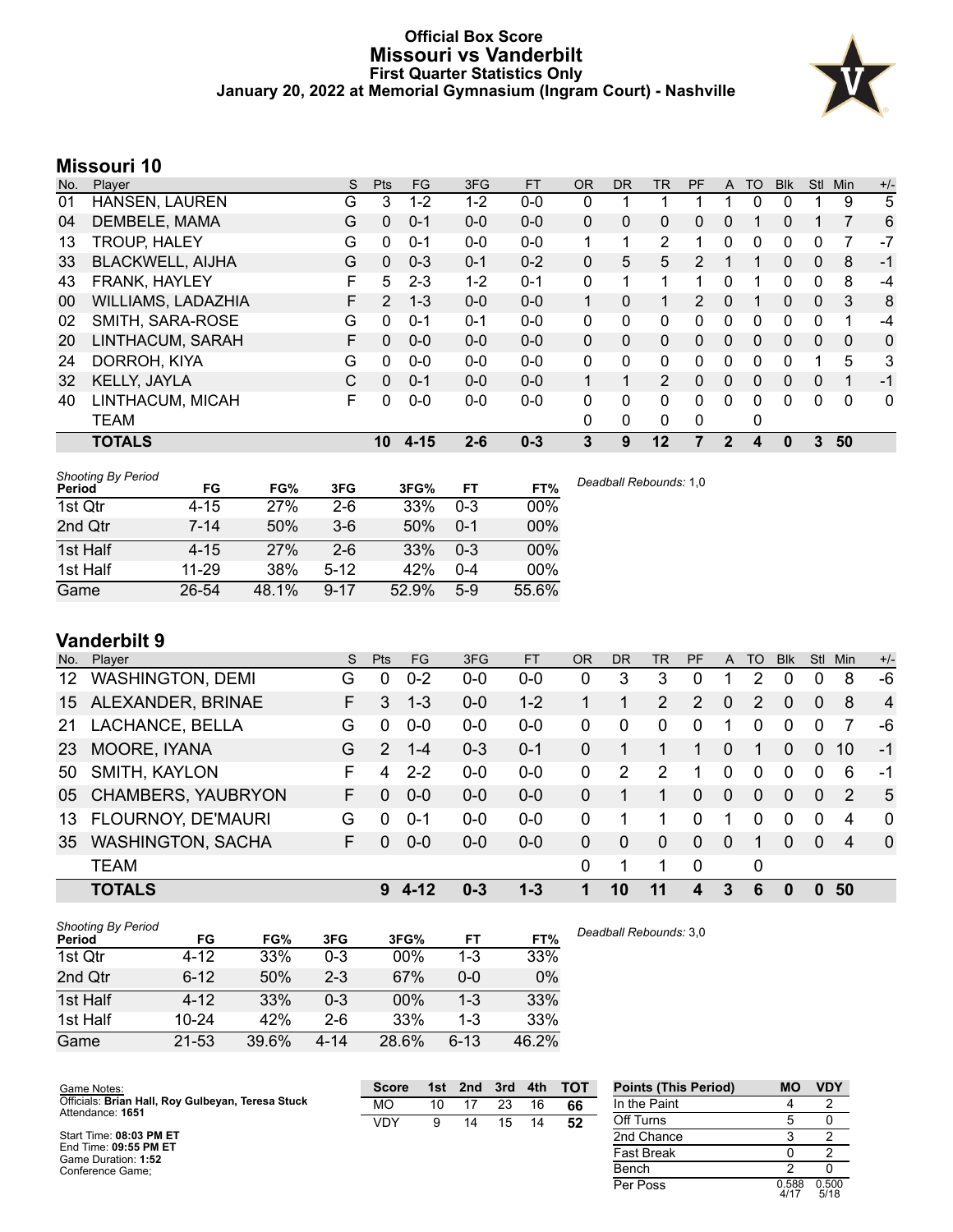# Official Box Score
## Missouri vs Vanderbilt
### First Quarter Statistics Only
### January 20, 2022 at Memorial Gymnasium (Ingram Court) - Nashville

## Missouri 10

| No. | Player | S | Pts | FG | 3FG | FT | OR | DR | TR | PF | A | TO | Blk | Stl | Min | +/- |
|---|---|---|---|---|---|---|---|---|---|---|---|---|---|---|---|---|
| 01 | HANSEN, LAUREN | G | 3 | 1-2 | 1-2 | 0-0 | 0 | 1 | 1 | 1 | 1 | 0 | 0 | 1 | 9 | 5 |
| 04 | DEMBELE, MAMA | G | 0 | 0-1 | 0-0 | 0-0 | 0 | 0 | 0 | 0 | 0 | 1 | 0 | 1 | 7 | 6 |
| 13 | TROUP, HALEY | G | 0 | 0-1 | 0-0 | 0-0 | 1 | 1 | 2 | 1 | 0 | 0 | 0 | 0 | 7 | -7 |
| 33 | BLACKWELL, AIJHA | G | 0 | 0-3 | 0-1 | 0-2 | 0 | 5 | 5 | 2 | 1 | 1 | 0 | 0 | 8 | -1 |
| 43 | FRANK, HAYLEY | F | 5 | 2-3 | 1-2 | 0-1 | 0 | 1 | 1 | 1 | 0 | 1 | 0 | 0 | 8 | -4 |
| 00 | WILLIAMS, LADAZHIA | F | 2 | 1-3 | 0-0 | 0-0 | 1 | 0 | 1 | 2 | 0 | 1 | 0 | 0 | 3 | 8 |
| 02 | SMITH, SARA-ROSE | G | 0 | 0-1 | 0-1 | 0-0 | 0 | 0 | 0 | 0 | 0 | 0 | 0 | 0 | 1 | -4 |
| 20 | LINTHACUM, SARAH | F | 0 | 0-0 | 0-0 | 0-0 | 0 | 0 | 0 | 0 | 0 | 0 | 0 | 0 | 0 | 0 |
| 24 | DORROH, KIYA | G | 0 | 0-0 | 0-0 | 0-0 | 0 | 0 | 0 | 0 | 0 | 0 | 0 | 1 | 5 | 3 |
| 32 | KELLY, JAYLA | C | 0 | 0-1 | 0-0 | 0-0 | 1 | 1 | 2 | 0 | 0 | 0 | 0 | 0 | 1 | -1 |
| 40 | LINTHACUM, MICAH | F | 0 | 0-0 | 0-0 | 0-0 | 0 | 0 | 0 | 0 | 0 | 0 | 0 | 0 | 0 | 0 |
| | TEAM | | | | | | 0 | 0 | 0 | 0 | | 0 | | | | |
| | **TOTALS** | | **10** | **4-15** | **2-6** | **0-3** | **3** | **9** | **12** | **7** | **2** | **4** | **0** | **3** | **50** | |

*Shooting By Period*

| Period | FG | FG% | 3FG | 3FG% | FT | FT% |
|---|---|---|---|---|---|---|
| 1st Qtr | 4-15 | 27% | 2-6 | 33% | 0-3 | 00% |
| 2nd Qtr | 7-14 | 50% | 3-6 | 50% | 0-1 | 00% |
| 1st Half | 4-15 | 27% | 2-6 | 33% | 0-3 | 00% |
| 1st Half | 11-29 | 38% | 5-12 | 42% | 0-4 | 00% |
| Game | 26-54 | 48.1% | 9-17 | 52.9% | 5-9 | 55.6% |

*Deadball Rebounds:* 1,0

## Vanderbilt 9

| No. | Player | S | Pts | FG | 3FG | FT | OR | DR | TR | PF | A | TO | Blk | Stl | Min | +/- |
|---|---|---|---|---|---|---|---|---|---|---|---|---|---|---|---|---|
| 12 | WASHINGTON, DEMI | G | 0 | 0-2 | 0-0 | 0-0 | 0 | 3 | 3 | 0 | 1 | 2 | 0 | 0 | 8 | -6 |
| 15 | ALEXANDER, BRINAE | F | 3 | 1-3 | 0-0 | 1-2 | 1 | 1 | 2 | 2 | 0 | 2 | 0 | 0 | 8 | 4 |
| 21 | LACHANCE, BELLA | G | 0 | 0-0 | 0-0 | 0-0 | 0 | 0 | 0 | 0 | 1 | 0 | 0 | 0 | 7 | -6 |
| 23 | MOORE, IYANA | G | 2 | 1-4 | 0-3 | 0-1 | 0 | 1 | 1 | 1 | 0 | 1 | 0 | 0 | 10 | -1 |
| 50 | SMITH, KAYLON | F | 4 | 2-2 | 0-0 | 0-0 | 0 | 2 | 2 | 1 | 0 | 0 | 0 | 0 | 6 | -1 |
| 05 | CHAMBERS, YAUBRYON | F | 0 | 0-0 | 0-0 | 0-0 | 0 | 1 | 1 | 0 | 0 | 0 | 0 | 0 | 2 | 5 |
| 13 | FLOURNOY, DE'MAURI | G | 0 | 0-1 | 0-0 | 0-0 | 0 | 1 | 1 | 0 | 1 | 0 | 0 | 0 | 4 | 0 |
| 35 | WASHINGTON, SACHA | F | 0 | 0-0 | 0-0 | 0-0 | 0 | 0 | 0 | 0 | 0 | 1 | 0 | 0 | 4 | 0 |
| | TEAM | | | | | | 0 | 1 | 1 | 0 | | 0 | | | | |
| | **TOTALS** | | **9** | **4-12** | **0-3** | **1-3** | **1** | **10** | **11** | **4** | **3** | **6** | **0** | **0** | **50** | |

*Shooting By Period*

| Period | FG | FG% | 3FG | 3FG% | FT | FT% |
|---|---|---|---|---|---|---|
| 1st Qtr | 4-12 | 33% | 0-3 | 00% | 1-3 | 33% |
| 2nd Qtr | 6-12 | 50% | 2-3 | 67% | 0-0 | 0% |
| 1st Half | 4-12 | 33% | 0-3 | 00% | 1-3 | 33% |
| 1st Half | 10-24 | 42% | 2-6 | 33% | 1-3 | 33% |
| Game | 21-53 | 39.6% | 4-14 | 28.6% | 6-13 | 46.2% |

*Deadball Rebounds:* 3,0

Game Notes:
Officials: **Brian Hall, Roy Gulbeyan, Teresa Stuck**
Attendance: **1651**

Start Time: **08:03 PM ET**
End Time: **09:55 PM ET**
Game Duration: **1:52**
Conference Game;

| Score | 1st | 2nd | 3rd | 4th | TOT |
|---|---|---|---|---|---|
| MO | 10 | 17 | 23 | 16 | **66** |
| VDY | 9 | 14 | 15 | 14 | **52** |

| Points (This Period) | MO | VDY |
|---|---|---|
| In the Paint | 4 | 2 |
| Off Turns | 5 | 0 |
| 2nd Chance | 3 | 2 |
| Fast Break | 0 | 2 |
| Bench | 2 | 0 |
| Per Poss | 0.588 4/17 | 0.500 5/18 |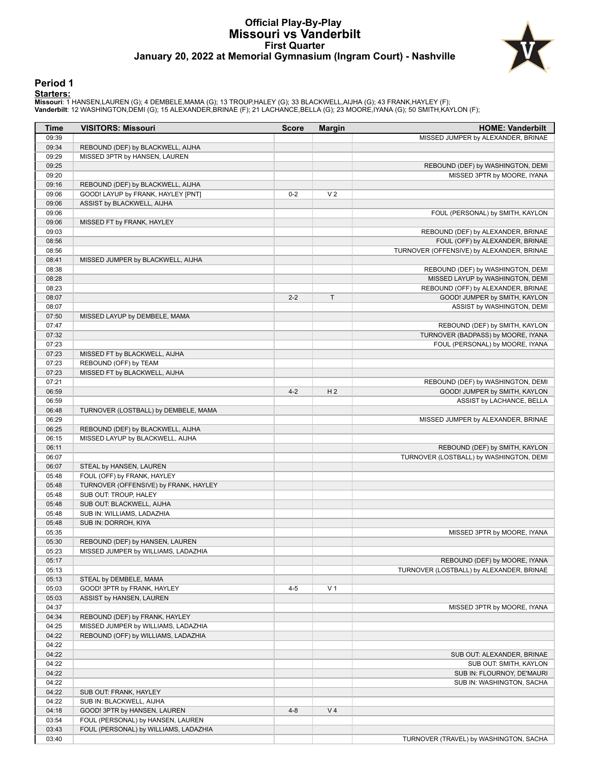# Official Play-By-Play
## Missouri vs Vanderbilt
### First Quarter
### January 20, 2022 at Memorial Gymnasium (Ingram Court) - Nashville

## Period 1

**Starters:**

**Missouri**: 1 HANSEN,LAUREN (G); 4 DEMBELE,MAMA (G); 13 TROUP,HALEY (G); 33 BLACKWELL,AIJHA (G); 43 FRANK,HAYLEY (F);
**Vanderbilt**: 12 WASHINGTON,DEMI (G); 15 ALEXANDER,BRINAE (F); 21 LACHANCE,BELLA (G); 23 MOORE,IYANA (G); 50 SMITH,KAYLON (F);

| Time | VISITORS: Missouri | Score | Margin | HOME: Vanderbilt |
|---|---|---|---|---|
| 09:39 | | | | MISSED JUMPER by ALEXANDER, BRINAE |
| 09:34 | REBOUND (DEF) by BLACKWELL, AIJHA | | | |
| 09:29 | MISSED 3PTR by HANSEN, LAUREN | | | |
| 09:25 | | | | REBOUND (DEF) by WASHINGTON, DEMI |
| 09:20 | | | | MISSED 3PTR by MOORE, IYANA |
| 09:16 | REBOUND (DEF) by BLACKWELL, AIJHA | | | |
| 09:06 | GOOD! LAYUP by FRANK, HAYLEY [PNT] | 0-2 | V 2 | |
| 09:06 | ASSIST by BLACKWELL, AIJHA | | | |
| 09:06 | | | | FOUL (PERSONAL) by SMITH, KAYLON |
| 09:06 | MISSED FT by FRANK, HAYLEY | | | |
| 09:03 | | | | REBOUND (DEF) by ALEXANDER, BRINAE |
| 08:56 | | | | FOUL (OFF) by ALEXANDER, BRINAE |
| 08:56 | | | | TURNOVER (OFFENSIVE) by ALEXANDER, BRINAE |
| 08:41 | MISSED JUMPER by BLACKWELL, AIJHA | | | |
| 08:38 | | | | REBOUND (DEF) by WASHINGTON, DEMI |
| 08:28 | | | | MISSED LAYUP by WASHINGTON, DEMI |
| 08:23 | | | | REBOUND (OFF) by ALEXANDER, BRINAE |
| 08:07 | | 2-2 | T | GOOD! JUMPER by SMITH, KAYLON |
| 08:07 | | | | ASSIST by WASHINGTON, DEMI |
| 07:50 | MISSED LAYUP by DEMBELE, MAMA | | | |
| 07:47 | | | | REBOUND (DEF) by SMITH, KAYLON |
| 07:32 | | | | TURNOVER (BADPASS) by MOORE, IYANA |
| 07:23 | | | | FOUL (PERSONAL) by MOORE, IYANA |
| 07:23 | MISSED FT by BLACKWELL, AIJHA | | | |
| 07:23 | REBOUND (OFF) by TEAM | | | |
| 07:23 | MISSED FT by BLACKWELL, AIJHA | | | |
| 07:21 | | | | REBOUND (DEF) by WASHINGTON, DEMI |
| 06:59 | | 4-2 | H 2 | GOOD! JUMPER by SMITH, KAYLON |
| 06:59 | | | | ASSIST by LACHANCE, BELLA |
| 06:48 | TURNOVER (LOSTBALL) by DEMBELE, MAMA | | | |
| 06:29 | | | | MISSED JUMPER by ALEXANDER, BRINAE |
| 06:25 | REBOUND (DEF) by BLACKWELL, AIJHA | | | |
| 06:15 | MISSED LAYUP by BLACKWELL, AIJHA | | | |
| 06:11 | | | | REBOUND (DEF) by SMITH, KAYLON |
| 06:07 | | | | TURNOVER (LOSTBALL) by WASHINGTON, DEMI |
| 06:07 | STEAL by HANSEN, LAUREN | | | |
| 05:48 | FOUL (OFF) by FRANK, HAYLEY | | | |
| 05:48 | TURNOVER (OFFENSIVE) by FRANK, HAYLEY | | | |
| 05:48 | SUB OUT: TROUP, HALEY | | | |
| 05:48 | SUB OUT: BLACKWELL, AIJHA | | | |
| 05:48 | SUB IN: WILLIAMS, LADAZHIA | | | |
| 05:48 | SUB IN: DORROH, KIYA | | | |
| 05:35 | | | | MISSED 3PTR by MOORE, IYANA |
| 05:30 | REBOUND (DEF) by HANSEN, LAUREN | | | |
| 05:23 | MISSED JUMPER by WILLIAMS, LADAZHIA | | | |
| 05:17 | | | | REBOUND (DEF) by MOORE, IYANA |
| 05:13 | | | | TURNOVER (LOSTBALL) by ALEXANDER, BRINAE |
| 05:13 | STEAL by DEMBELE, MAMA | | | |
| 05:03 | GOOD! 3PTR by FRANK, HAYLEY | 4-5 | V 1 | |
| 05:03 | ASSIST by HANSEN, LAUREN | | | |
| 04:37 | | | | MISSED 3PTR by MOORE, IYANA |
| 04:34 | REBOUND (DEF) by FRANK, HAYLEY | | | |
| 04:25 | MISSED JUMPER by WILLIAMS, LADAZHIA | | | |
| 04:22 | REBOUND (OFF) by WILLIAMS, LADAZHIA | | | |
| 04:22 | | | | |
| 04:22 | | | | SUB OUT: ALEXANDER, BRINAE |
| 04:22 | | | | SUB OUT: SMITH, KAYLON |
| 04:22 | | | | SUB IN: FLOURNOY, DE'MAURI |
| 04:22 | | | | SUB IN: WASHINGTON, SACHA |
| 04:22 | SUB OUT: FRANK, HAYLEY | | | |
| 04:22 | SUB IN: BLACKWELL, AIJHA | | | |
| 04:18 | GOOD! 3PTR by HANSEN, LAUREN | 4-8 | V 4 | |
| 03:54 | FOUL (PERSONAL) by HANSEN, LAUREN | | | |
| 03:43 | FOUL (PERSONAL) by WILLIAMS, LADAZHIA | | | |
| 03:40 | | | | TURNOVER (TRAVEL) by WASHINGTON, SACHA |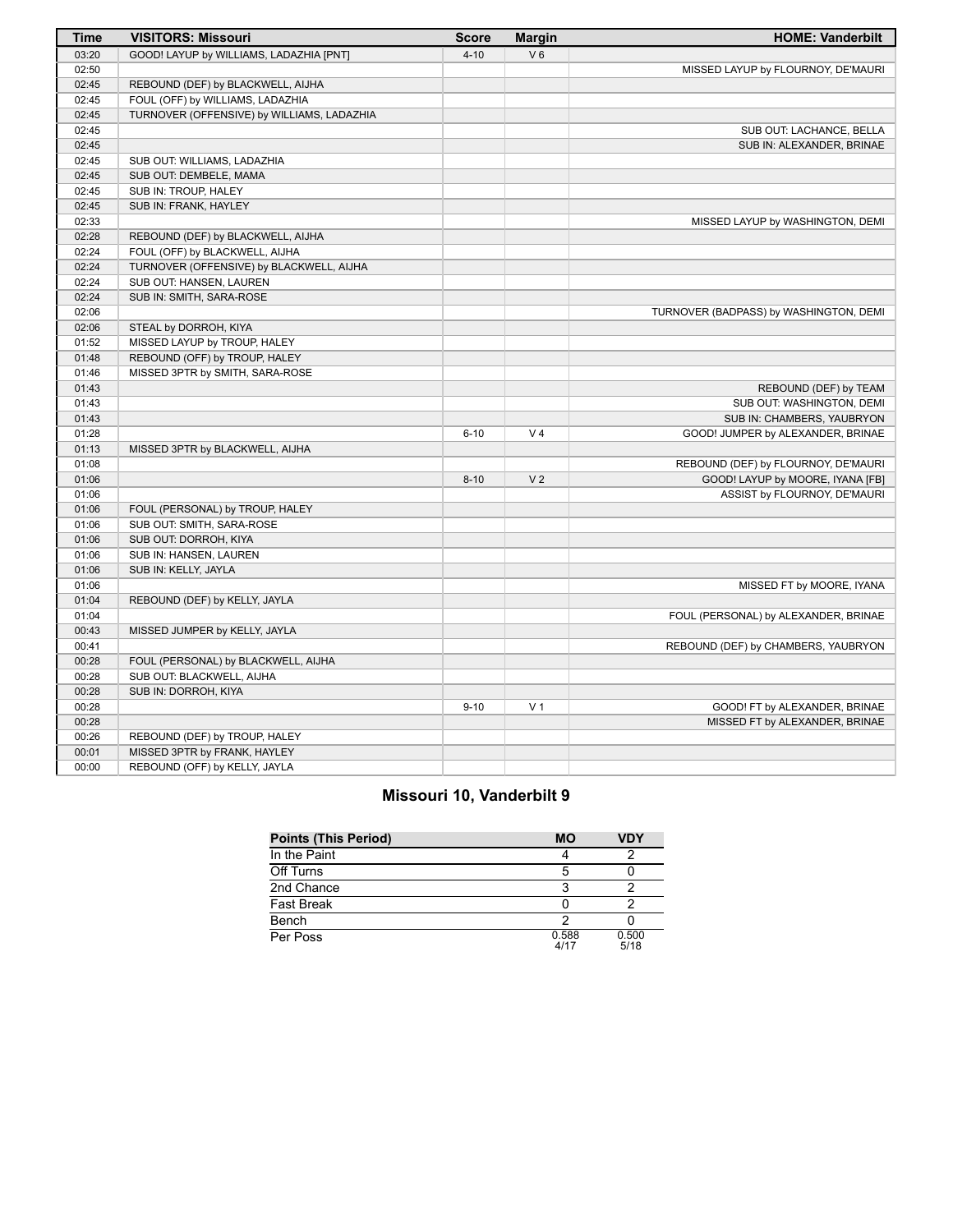| Time | VISITORS: Missouri | Score | Margin | HOME: Vanderbilt |
| --- | --- | --- | --- | --- |
| 03:20 | GOOD! LAYUP by WILLIAMS, LADAZHIA [PNT] | 4-10 | V 6 | |
| 02:50 | | | | MISSED LAYUP by FLOURNOY, DE'MAURI |
| 02:45 | REBOUND (DEF) by BLACKWELL, AIJHA | | | |
| 02:45 | FOUL (OFF) by WILLIAMS, LADAZHIA | | | |
| 02:45 | TURNOVER (OFFENSIVE) by WILLIAMS, LADAZHIA | | | |
| 02:45 | | | | SUB OUT: LACHANCE, BELLA |
| 02:45 | | | | SUB IN: ALEXANDER, BRINAE |
| 02:45 | SUB OUT: WILLIAMS, LADAZHIA | | | |
| 02:45 | SUB OUT: DEMBELE, MAMA | | | |
| 02:45 | SUB IN: TROUP, HALEY | | | |
| 02:45 | SUB IN: FRANK, HAYLEY | | | |
| 02:33 | | | | MISSED LAYUP by WASHINGTON, DEMI |
| 02:28 | REBOUND (DEF) by BLACKWELL, AIJHA | | | |
| 02:24 | FOUL (OFF) by BLACKWELL, AIJHA | | | |
| 02:24 | TURNOVER (OFFENSIVE) by BLACKWELL, AIJHA | | | |
| 02:24 | SUB OUT: HANSEN, LAUREN | | | |
| 02:24 | SUB IN: SMITH, SARA-ROSE | | | |
| 02:06 | | | | TURNOVER (BADPASS) by WASHINGTON, DEMI |
| 02:06 | STEAL by DORROH, KIYA | | | |
| 01:52 | MISSED LAYUP by TROUP, HALEY | | | |
| 01:48 | REBOUND (OFF) by TROUP, HALEY | | | |
| 01:46 | MISSED 3PTR by SMITH, SARA-ROSE | | | |
| 01:43 | | | | REBOUND (DEF) by TEAM |
| 01:43 | | | | SUB OUT: WASHINGTON, DEMI |
| 01:43 | | | | SUB IN: CHAMBERS, YAUBRYON |
| 01:28 | | 6-10 | V 4 | GOOD! JUMPER by ALEXANDER, BRINAE |
| 01:13 | MISSED 3PTR by BLACKWELL, AIJHA | | | |
| 01:08 | | | | REBOUND (DEF) by FLOURNOY, DE'MAURI |
| 01:06 | | 8-10 | V 2 | GOOD! LAYUP by MOORE, IYANA [FB] |
| 01:06 | | | | ASSIST by FLOURNOY, DE'MAURI |
| 01:06 | FOUL (PERSONAL) by TROUP, HALEY | | | |
| 01:06 | SUB OUT: SMITH, SARA-ROSE | | | |
| 01:06 | SUB OUT: DORROH, KIYA | | | |
| 01:06 | SUB IN: HANSEN, LAUREN | | | |
| 01:06 | SUB IN: KELLY, JAYLA | | | |
| 01:06 | | | | MISSED FT by MOORE, IYANA |
| 01:04 | REBOUND (DEF) by KELLY, JAYLA | | | |
| 01:04 | | | | FOUL (PERSONAL) by ALEXANDER, BRINAE |
| 00:43 | MISSED JUMPER by KELLY, JAYLA | | | |
| 00:41 | | | | REBOUND (DEF) by CHAMBERS, YAUBRYON |
| 00:28 | FOUL (PERSONAL) by BLACKWELL, AIJHA | | | |
| 00:28 | SUB OUT: BLACKWELL, AIJHA | | | |
| 00:28 | SUB IN: DORROH, KIYA | | | |
| 00:28 | | 9-10 | V 1 | GOOD! FT by ALEXANDER, BRINAE |
| 00:28 | | | | MISSED FT by ALEXANDER, BRINAE |
| 00:26 | REBOUND (DEF) by TROUP, HALEY | | | |
| 00:01 | MISSED 3PTR by FRANK, HAYLEY | | | |
| 00:00 | REBOUND (OFF) by KELLY, JAYLA | | | |

## Missouri 10, Vanderbilt 9

| Points (This Period) | MO | VDY |
| --- | --- | --- |
| In the Paint | 4 | 2 |
| Off Turns | 5 | 0 |
| 2nd Chance | 3 | 2 |
| Fast Break | 0 | 2 |
| Bench | 2 | 0 |
| Per Poss | 0.588 4/17 | 0.500 5/18 |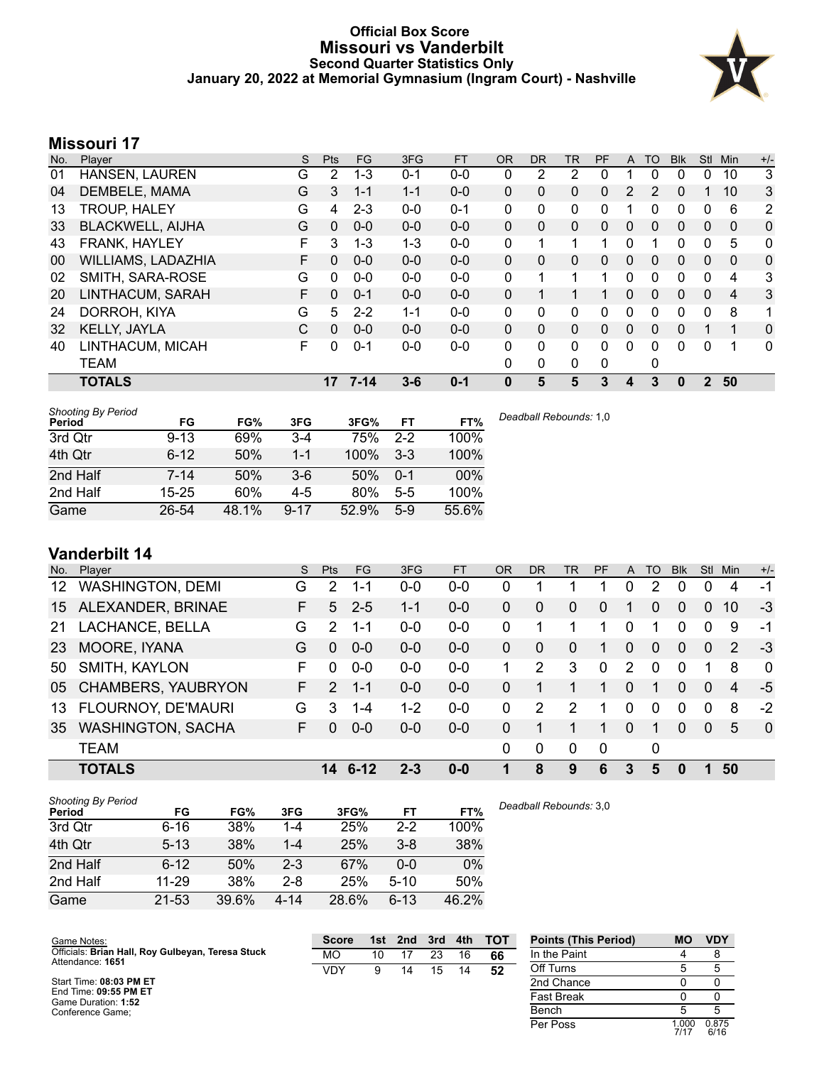# Official Box Score
## Missouri vs Vanderbilt
### Second Quarter Statistics Only
### January 20, 2022 at Memorial Gymnasium (Ingram Court) - Nashville

## Missouri 17

| No. | Player | S | Pts | FG | 3FG | FT | OR | DR | TR | PF | A | TO | Blk | Stl | Min | +/- |
|---|---|---|---|---|---|---|---|---|---|---|---|---|---|---|---|---|
| 01 | HANSEN, LAUREN | G | 2 | 1-3 | 0-1 | 0-0 | 0 | 2 | 2 | 0 | 1 | 0 | 0 | 0 | 10 | 3 |
| 04 | DEMBELE, MAMA | G | 3 | 1-1 | 1-1 | 0-0 | 0 | 0 | 0 | 0 | 2 | 2 | 0 | 1 | 10 | 3 |
| 13 | TROUP, HALEY | G | 4 | 2-3 | 0-0 | 0-1 | 0 | 0 | 0 | 0 | 1 | 0 | 0 | 0 | 6 | 2 |
| 33 | BLACKWELL, AIJHA | G | 0 | 0-0 | 0-0 | 0-0 | 0 | 0 | 0 | 0 | 0 | 0 | 0 | 0 | 0 | 0 |
| 43 | FRANK, HAYLEY | F | 3 | 1-3 | 1-3 | 0-0 | 0 | 1 | 1 | 1 | 0 | 1 | 0 | 0 | 5 | 0 |
| 00 | WILLIAMS, LADAZHIA | F | 0 | 0-0 | 0-0 | 0-0 | 0 | 0 | 0 | 0 | 0 | 0 | 0 | 0 | 0 | 0 |
| 02 | SMITH, SARA-ROSE | G | 0 | 0-0 | 0-0 | 0-0 | 0 | 1 | 1 | 1 | 0 | 0 | 0 | 0 | 4 | 3 |
| 20 | LINTHACUM, SARAH | F | 0 | 0-1 | 0-0 | 0-0 | 0 | 1 | 1 | 1 | 0 | 0 | 0 | 0 | 4 | 3 |
| 24 | DORROH, KIYA | G | 5 | 2-2 | 1-1 | 0-0 | 0 | 0 | 0 | 0 | 0 | 0 | 0 | 0 | 8 | 1 |
| 32 | KELLY, JAYLA | C | 0 | 0-0 | 0-0 | 0-0 | 0 | 0 | 0 | 0 | 0 | 0 | 0 | 1 | 1 | 0 |
| 40 | LINTHACUM, MICAH | F | 0 | 0-1 | 0-0 | 0-0 | 0 | 0 | 0 | 0 | 0 | 0 | 0 | 0 | 1 | 0 |
| | TEAM | | | | | | 0 | 0 | 0 | 0 | | 0 | | | | |
| | **TOTALS** | | **17** | **7-14** | **3-6** | **0-1** | **0** | **5** | **5** | **3** | **4** | **3** | **0** | **2** | **50** | |

*Shooting By Period*

| Period | FG | FG% | 3FG | 3FG% | FT | FT% |
|---|---|---|---|---|---|---|
| 3rd Qtr | 9-13 | 69% | 3-4 | 75% | 2-2 | 100% |
| 4th Qtr | 6-12 | 50% | 1-1 | 100% | 3-3 | 100% |
| 2nd Half | 7-14 | 50% | 3-6 | 50% | 0-1 | 00% |
| 2nd Half | 15-25 | 60% | 4-5 | 80% | 5-5 | 100% |
| Game | 26-54 | 48.1% | 9-17 | 52.9% | 5-9 | 55.6% |

*Deadball Rebounds:* 1,0

## Vanderbilt 14

| No. | Player | S | Pts | FG | 3FG | FT | OR | DR | TR | PF | A | TO | Blk | Stl | Min | +/- |
|---|---|---|---|---|---|---|---|---|---|---|---|---|---|---|---|---|
| 12 | WASHINGTON, DEMI | G | 2 | 1-1 | 0-0 | 0-0 | 0 | 1 | 1 | 1 | 0 | 2 | 0 | 0 | 4 | -1 |
| 15 | ALEXANDER, BRINAE | F | 5 | 2-5 | 1-1 | 0-0 | 0 | 0 | 0 | 0 | 1 | 0 | 0 | 0 | 10 | -3 |
| 21 | LACHANCE, BELLA | G | 2 | 1-1 | 0-0 | 0-0 | 0 | 1 | 1 | 1 | 0 | 1 | 0 | 0 | 9 | -1 |
| 23 | MOORE, IYANA | G | 0 | 0-0 | 0-0 | 0-0 | 0 | 0 | 0 | 1 | 0 | 0 | 0 | 0 | 2 | -3 |
| 50 | SMITH, KAYLON | F | 0 | 0-0 | 0-0 | 0-0 | 1 | 2 | 3 | 0 | 2 | 0 | 0 | 1 | 8 | 0 |
| 05 | CHAMBERS, YAUBRYON | F | 2 | 1-1 | 0-0 | 0-0 | 0 | 1 | 1 | 1 | 0 | 1 | 0 | 0 | 4 | -5 |
| 13 | FLOURNOY, DE'MAURI | G | 3 | 1-4 | 1-2 | 0-0 | 0 | 2 | 2 | 1 | 0 | 0 | 0 | 0 | 8 | -2 |
| 35 | WASHINGTON, SACHA | F | 0 | 0-0 | 0-0 | 0-0 | 0 | 1 | 1 | 1 | 0 | 1 | 0 | 0 | 5 | 0 |
| | TEAM | | | | | | 0 | 0 | 0 | 0 | | 0 | | | | |
| | **TOTALS** | | **14** | **6-12** | **2-3** | **0-0** | **1** | **8** | **9** | **6** | **3** | **5** | **0** | **1** | **50** | |

*Shooting By Period*

| Period | FG | FG% | 3FG | 3FG% | FT | FT% |
|---|---|---|---|---|---|---|
| 3rd Qtr | 6-16 | 38% | 1-4 | 25% | 2-2 | 100% |
| 4th Qtr | 5-13 | 38% | 1-4 | 25% | 3-8 | 38% |
| 2nd Half | 6-12 | 50% | 2-3 | 67% | 0-0 | 0% |
| 2nd Half | 11-29 | 38% | 2-8 | 25% | 5-10 | 50% |
| Game | 21-53 | 39.6% | 4-14 | 28.6% | 6-13 | 46.2% |

*Deadball Rebounds:* 3,0

Game Notes:
Officials: **Brian Hall, Roy Gulbeyan, Teresa Stuck**
Attendance: **1651**

Start Time: **08:03 PM ET**
End Time: **09:55 PM ET**
Game Duration: **1:52**
Conference Game;

| Score | 1st | 2nd | 3rd | 4th | TOT |
|---|---|---|---|---|---|
| MO | 10 | 17 | 23 | 16 | **66** |
| VDY | 9 | 14 | 15 | 14 | **52** |

| Points (This Period) | MO | VDY |
|---|---|---|
| In the Paint | 4 | 8 |
| Off Turns | 5 | 5 |
| 2nd Chance | 0 | 0 |
| Fast Break | 0 | 0 |
| Bench | 5 | 5 |
| Per Poss | 1.000 7/17 | 0.875 6/16 |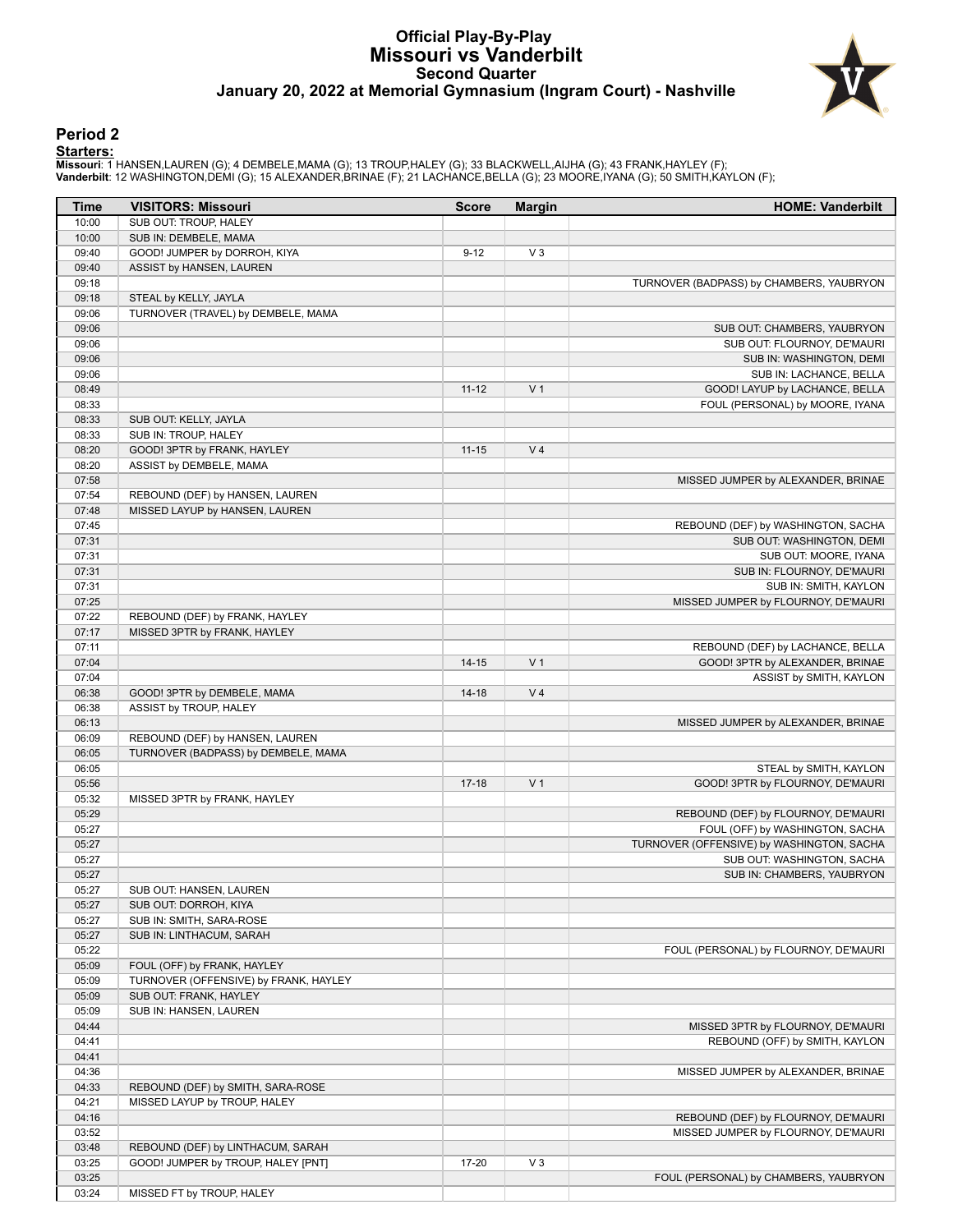# Official Play-By-Play
# Missouri vs Vanderbilt
## Second Quarter
### January 20, 2022 at Memorial Gymnasium (Ingram Court) - Nashville

## Period 2

**Starters:**

**Missouri**: 1 HANSEN,LAUREN (G); 4 DEMBELE,MAMA (G); 13 TROUP,HALEY (G); 33 BLACKWELL,AIJHA (G); 43 FRANK,HAYLEY (F);
**Vanderbilt**: 12 WASHINGTON,DEMI (G); 15 ALEXANDER,BRINAE (F); 21 LACHANCE,BELLA (G); 23 MOORE,IYANA (G); 50 SMITH,KAYLON (F);

| Time | VISITORS: Missouri | Score | Margin | HOME: Vanderbilt |
|---|---|---|---|---|
| 10:00 | SUB OUT: TROUP, HALEY | | | |
| 10:00 | SUB IN: DEMBELE, MAMA | | | |
| 09:40 | GOOD! JUMPER by DORROH, KIYA | 9-12 | V 3 | |
| 09:40 | ASSIST by HANSEN, LAUREN | | | |
| 09:18 | | | | TURNOVER (BADPASS) by CHAMBERS, YAUBRYON |
| 09:18 | STEAL by KELLY, JAYLA | | | |
| 09:06 | TURNOVER (TRAVEL) by DEMBELE, MAMA | | | |
| 09:06 | | | | SUB OUT: CHAMBERS, YAUBRYON |
| 09:06 | | | | SUB OUT: FLOURNOY, DE'MAURI |
| 09:06 | | | | SUB IN: WASHINGTON, DEMI |
| 09:06 | | | | SUB IN: LACHANCE, BELLA |
| 08:49 | | 11-12 | V 1 | GOOD! LAYUP by LACHANCE, BELLA |
| 08:33 | | | | FOUL (PERSONAL) by MOORE, IYANA |
| 08:33 | SUB OUT: KELLY, JAYLA | | | |
| 08:33 | SUB IN: TROUP, HALEY | | | |
| 08:20 | GOOD! 3PTR by FRANK, HAYLEY | 11-15 | V 4 | |
| 08:20 | ASSIST by DEMBELE, MAMA | | | |
| 07:58 | | | | MISSED JUMPER by ALEXANDER, BRINAE |
| 07:54 | REBOUND (DEF) by HANSEN, LAUREN | | | |
| 07:48 | MISSED LAYUP by HANSEN, LAUREN | | | |
| 07:45 | | | | REBOUND (DEF) by WASHINGTON, SACHA |
| 07:31 | | | | SUB OUT: WASHINGTON, DEMI |
| 07:31 | | | | SUB OUT: MOORE, IYANA |
| 07:31 | | | | SUB IN: FLOURNOY, DE'MAURI |
| 07:31 | | | | SUB IN: SMITH, KAYLON |
| 07:25 | | | | MISSED JUMPER by FLOURNOY, DE'MAURI |
| 07:22 | REBOUND (DEF) by FRANK, HAYLEY | | | |
| 07:17 | MISSED 3PTR by FRANK, HAYLEY | | | |
| 07:11 | | | | REBOUND (DEF) by LACHANCE, BELLA |
| 07:04 | | 14-15 | V 1 | GOOD! 3PTR by ALEXANDER, BRINAE |
| 07:04 | | | | ASSIST by SMITH, KAYLON |
| 06:38 | GOOD! 3PTR by DEMBELE, MAMA | 14-18 | V 4 | |
| 06:38 | ASSIST by TROUP, HALEY | | | |
| 06:13 | | | | MISSED JUMPER by ALEXANDER, BRINAE |
| 06:09 | REBOUND (DEF) by HANSEN, LAUREN | | | |
| 06:05 | TURNOVER (BADPASS) by DEMBELE, MAMA | | | |
| 06:05 | | | | STEAL by SMITH, KAYLON |
| 05:56 | | 17-18 | V 1 | GOOD! 3PTR by FLOURNOY, DE'MAURI |
| 05:32 | MISSED 3PTR by FRANK, HAYLEY | | | |
| 05:29 | | | | REBOUND (DEF) by FLOURNOY, DE'MAURI |
| 05:27 | | | | FOUL (OFF) by WASHINGTON, SACHA |
| 05:27 | | | | TURNOVER (OFFENSIVE) by WASHINGTON, SACHA |
| 05:27 | | | | SUB OUT: WASHINGTON, SACHA |
| 05:27 | | | | SUB IN: CHAMBERS, YAUBRYON |
| 05:27 | SUB OUT: HANSEN, LAUREN | | | |
| 05:27 | SUB OUT: DORROH, KIYA | | | |
| 05:27 | SUB IN: SMITH, SARA-ROSE | | | |
| 05:27 | SUB IN: LINTHACUM, SARAH | | | |
| 05:22 | | | | FOUL (PERSONAL) by FLOURNOY, DE'MAURI |
| 05:09 | FOUL (OFF) by FRANK, HAYLEY | | | |
| 05:09 | TURNOVER (OFFENSIVE) by FRANK, HAYLEY | | | |
| 05:09 | SUB OUT: FRANK, HAYLEY | | | |
| 05:09 | SUB IN: HANSEN, LAUREN | | | |
| 04:44 | | | | MISSED 3PTR by FLOURNOY, DE'MAURI |
| 04:41 | | | | REBOUND (OFF) by SMITH, KAYLON |
| 04:41 | | | | |
| 04:36 | | | | MISSED JUMPER by ALEXANDER, BRINAE |
| 04:33 | REBOUND (DEF) by SMITH, SARA-ROSE | | | |
| 04:21 | MISSED LAYUP by TROUP, HALEY | | | |
| 04:16 | | | | REBOUND (DEF) by FLOURNOY, DE'MAURI |
| 03:52 | | | | MISSED JUMPER by FLOURNOY, DE'MAURI |
| 03:48 | REBOUND (DEF) by LINTHACUM, SARAH | | | |
| 03:25 | GOOD! JUMPER by TROUP, HALEY [PNT] | 17-20 | V 3 | |
| 03:25 | | | | FOUL (PERSONAL) by CHAMBERS, YAUBRYON |
| 03:24 | MISSED FT by TROUP, HALEY | | | |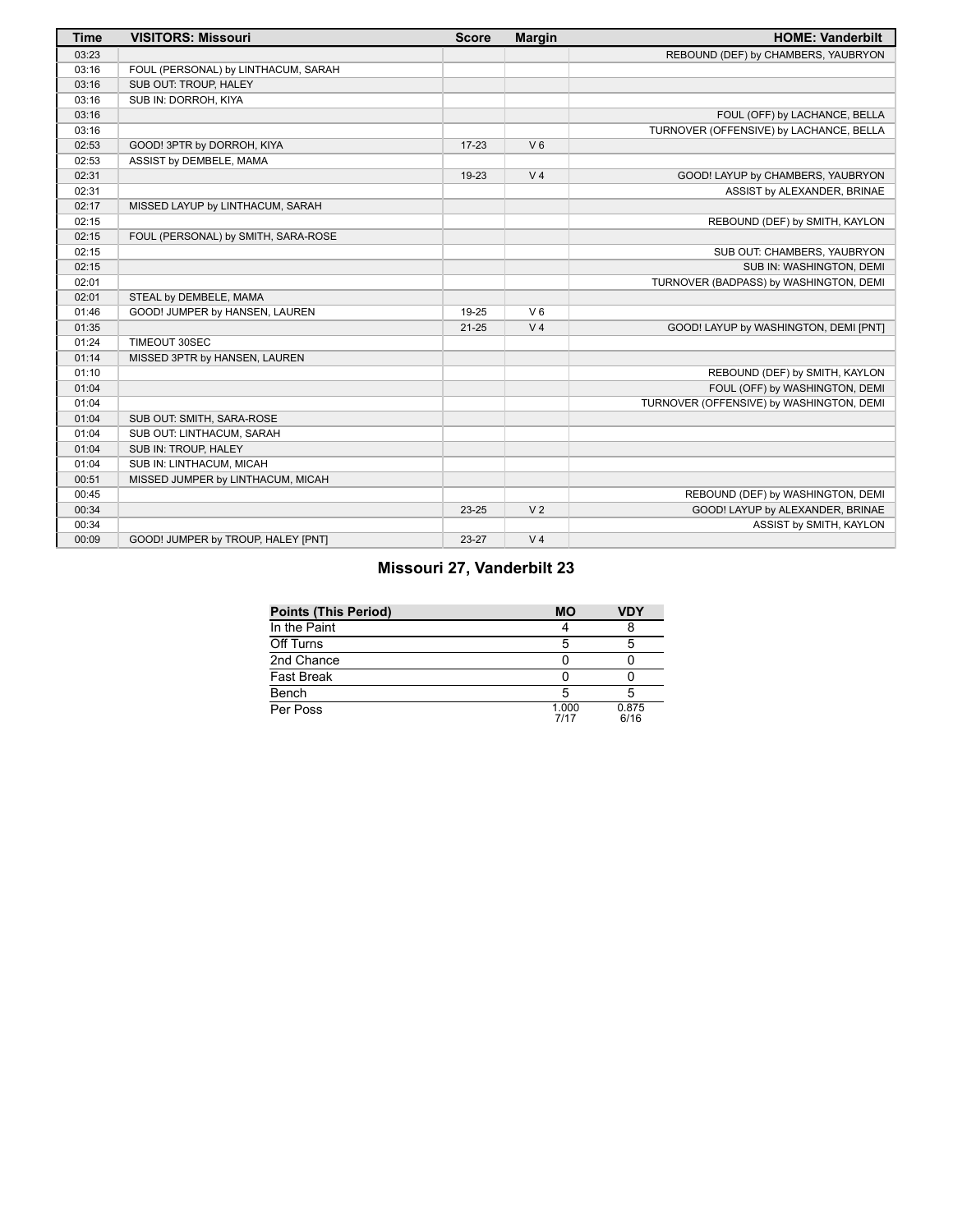| Time | VISITORS: Missouri | Score | Margin | HOME: Vanderbilt |
|---|---|---|---|---|
| 03:23 | | | | REBOUND (DEF) by CHAMBERS, YAUBRYON |
| 03:16 | FOUL (PERSONAL) by LINTHACUM, SARAH | | | |
| 03:16 | SUB OUT: TROUP, HALEY | | | |
| 03:16 | SUB IN: DORROH, KIYA | | | |
| 03:16 | | | | FOUL (OFF) by LACHANCE, BELLA |
| 03:16 | | | | TURNOVER (OFFENSIVE) by LACHANCE, BELLA |
| 02:53 | GOOD! 3PTR by DORROH, KIYA | 17-23 | V 6 | |
| 02:53 | ASSIST by DEMBELE, MAMA | | | |
| 02:31 | | 19-23 | V 4 | GOOD! LAYUP by CHAMBERS, YAUBRYON |
| 02:31 | | | | ASSIST by ALEXANDER, BRINAE |
| 02:17 | MISSED LAYUP by LINTHACUM, SARAH | | | |
| 02:15 | | | | REBOUND (DEF) by SMITH, KAYLON |
| 02:15 | FOUL (PERSONAL) by SMITH, SARA-ROSE | | | |
| 02:15 | | | | SUB OUT: CHAMBERS, YAUBRYON |
| 02:15 | | | | SUB IN: WASHINGTON, DEMI |
| 02:01 | | | | TURNOVER (BADPASS) by WASHINGTON, DEMI |
| 02:01 | STEAL by DEMBELE, MAMA | | | |
| 01:46 | GOOD! JUMPER by HANSEN, LAUREN | 19-25 | V 6 | |
| 01:35 | | 21-25 | V 4 | GOOD! LAYUP by WASHINGTON, DEMI [PNT] |
| 01:24 | TIMEOUT 30SEC | | | |
| 01:14 | MISSED 3PTR by HANSEN, LAUREN | | | |
| 01:10 | | | | REBOUND (DEF) by SMITH, KAYLON |
| 01:04 | | | | FOUL (OFF) by WASHINGTON, DEMI |
| 01:04 | | | | TURNOVER (OFFENSIVE) by WASHINGTON, DEMI |
| 01:04 | SUB OUT: SMITH, SARA-ROSE | | | |
| 01:04 | SUB OUT: LINTHACUM, SARAH | | | |
| 01:04 | SUB IN: TROUP, HALEY | | | |
| 01:04 | SUB IN: LINTHACUM, MICAH | | | |
| 00:51 | MISSED JUMPER by LINTHACUM, MICAH | | | |
| 00:45 | | | | REBOUND (DEF) by WASHINGTON, DEMI |
| 00:34 | | 23-25 | V 2 | GOOD! LAYUP by ALEXANDER, BRINAE |
| 00:34 | | | | ASSIST by SMITH, KAYLON |
| 00:09 | GOOD! JUMPER by TROUP, HALEY [PNT] | 23-27 | V 4 | |

## Missouri 27, Vanderbilt 23

| Points (This Period) | MO | VDY |
|---|---|---|
| In the Paint | 4 | 8 |
| Off Turns | 5 | 5 |
| 2nd Chance | 0 | 0 |
| Fast Break | 0 | 0 |
| Bench | 5 | 5 |
| Per Poss | 1.000 7/17 | 0.875 6/16 |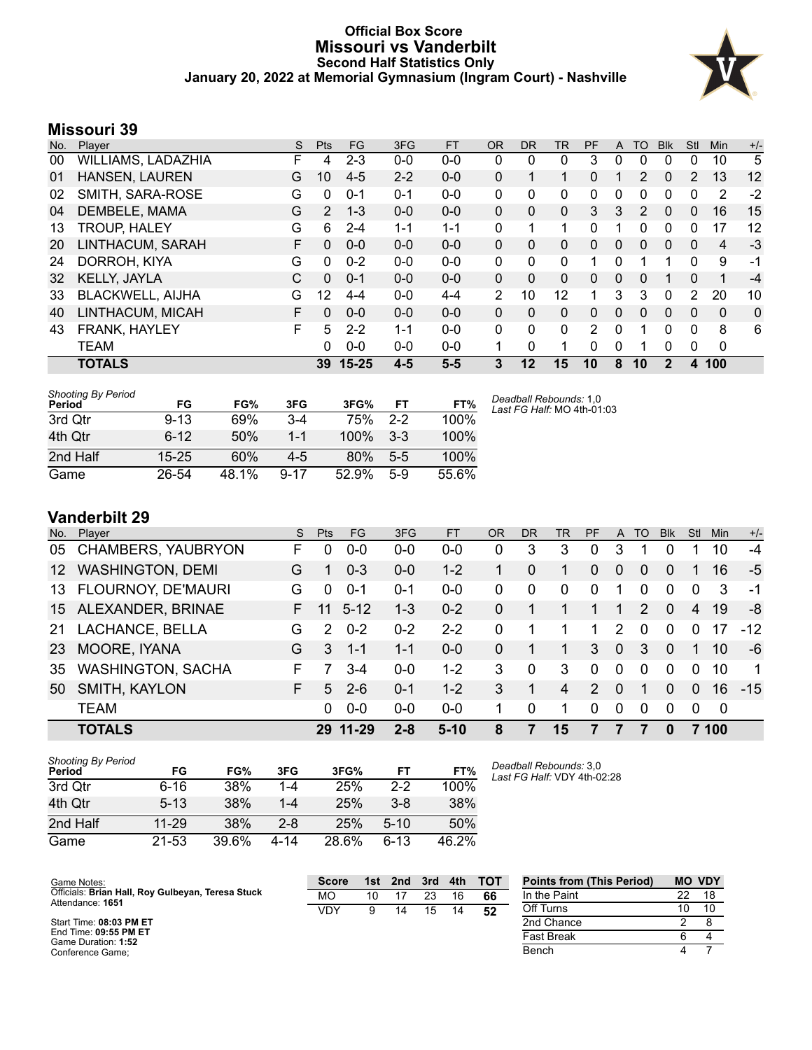# Official Box Score
# Missouri vs Vanderbilt
### Second Half Statistics Only
### January 20, 2022 at Memorial Gymnasium (Ingram Court) - Nashville

## Missouri 39

| No. | Player | S | Pts | FG | 3FG | FT | OR | DR | TR | PF | A | TO | Blk | Stl | Min | +/- |
|---|---|---|---|---|---|---|---|---|---|---|---|---|---|---|---|---|
| 00 | WILLIAMS, LADAZHIA | F | 4 | 2-3 | 0-0 | 0-0 | 0 | 0 | 0 | 3 | 0 | 0 | 0 | 0 | 10 | 5 |
| 01 | HANSEN, LAUREN | G | 10 | 4-5 | 2-2 | 0-0 | 0 | 1 | 1 | 0 | 1 | 2 | 0 | 2 | 13 | 12 |
| 02 | SMITH, SARA-ROSE | G | 0 | 0-1 | 0-1 | 0-0 | 0 | 0 | 0 | 0 | 0 | 0 | 0 | 0 | 2 | -2 |
| 04 | DEMBELE, MAMA | G | 2 | 1-3 | 0-0 | 0-0 | 0 | 0 | 0 | 3 | 3 | 2 | 0 | 0 | 16 | 15 |
| 13 | TROUP, HALEY | G | 6 | 2-4 | 1-1 | 1-1 | 0 | 1 | 1 | 0 | 1 | 0 | 0 | 0 | 17 | 12 |
| 20 | LINTHACUM, SARAH | F | 0 | 0-0 | 0-0 | 0-0 | 0 | 0 | 0 | 0 | 0 | 0 | 0 | 0 | 4 | -3 |
| 24 | DORROH, KIYA | G | 0 | 0-2 | 0-0 | 0-0 | 0 | 0 | 0 | 1 | 0 | 1 | 1 | 0 | 9 | -1 |
| 32 | KELLY, JAYLA | C | 0 | 0-1 | 0-0 | 0-0 | 0 | 0 | 0 | 0 | 0 | 0 | 1 | 0 | 1 | -4 |
| 33 | BLACKWELL, AIJHA | G | 12 | 4-4 | 0-0 | 4-4 | 2 | 10 | 12 | 1 | 3 | 3 | 0 | 2 | 20 | 10 |
| 40 | LINTHACUM, MICAH | F | 0 | 0-0 | 0-0 | 0-0 | 0 | 0 | 0 | 0 | 0 | 0 | 0 | 0 | 0 | 0 |
| 43 | FRANK, HAYLEY | F | 5 | 2-2 | 1-1 | 0-0 | 0 | 0 | 0 | 2 | 0 | 1 | 0 | 0 | 8 | 6 |
| | TEAM | | 0 | 0-0 | 0-0 | 0-0 | 1 | 0 | 1 | 0 | 0 | 1 | 0 | 0 | 0 | |
| | **TOTALS** | | **39** | **15-25** | **4-5** | **5-5** | **3** | **12** | **15** | **10** | **8** | **10** | **2** | **4** | **100** | |

| Shooting By Period Period | FG | FG% | 3FG | 3FG% | FT | FT% |
|---|---|---|---|---|---|---|
| 3rd Qtr | 9-13 | 69% | 3-4 | 75% | 2-2 | 100% |
| 4th Qtr | 6-12 | 50% | 1-1 | 100% | 3-3 | 100% |
| 2nd Half | 15-25 | 60% | 4-5 | 80% | 5-5 | 100% |
| Game | 26-54 | 48.1% | 9-17 | 52.9% | 5-9 | 55.6% |

*Deadball Rebounds:* 1,0
*Last FG Half:* MO 4th-01:03

## Vanderbilt 29

| No. | Player | S | Pts | FG | 3FG | FT | OR | DR | TR | PF | A | TO | Blk | Stl | Min | +/- |
|---|---|---|---|---|---|---|---|---|---|---|---|---|---|---|---|---|
| 05 | CHAMBERS, YAUBRYON | F | 0 | 0-0 | 0-0 | 0-0 | 0 | 3 | 3 | 0 | 3 | 1 | 0 | 1 | 10 | -4 |
| 12 | WASHINGTON, DEMI | G | 1 | 0-3 | 0-0 | 1-2 | 1 | 0 | 1 | 0 | 0 | 0 | 0 | 1 | 16 | -5 |
| 13 | FLOURNOY, DE'MAURI | G | 0 | 0-1 | 0-1 | 0-0 | 0 | 0 | 0 | 0 | 1 | 0 | 0 | 0 | 3 | -1 |
| 15 | ALEXANDER, BRINAE | F | 11 | 5-12 | 1-3 | 0-2 | 0 | 1 | 1 | 1 | 1 | 2 | 0 | 4 | 19 | -8 |
| 21 | LACHANCE, BELLA | G | 2 | 0-2 | 0-2 | 2-2 | 0 | 1 | 1 | 1 | 2 | 0 | 0 | 0 | 17 | -12 |
| 23 | MOORE, IYANA | G | 3 | 1-1 | 1-1 | 0-0 | 0 | 1 | 1 | 3 | 0 | 3 | 0 | 1 | 10 | -6 |
| 35 | WASHINGTON, SACHA | F | 7 | 3-4 | 0-0 | 1-2 | 3 | 0 | 3 | 0 | 0 | 0 | 0 | 0 | 10 | 1 |
| 50 | SMITH, KAYLON | F | 5 | 2-6 | 0-1 | 1-2 | 3 | 1 | 4 | 2 | 0 | 1 | 0 | 0 | 16 | -15 |
| | TEAM | | 0 | 0-0 | 0-0 | 0-0 | 1 | 0 | 1 | 0 | 0 | 0 | 0 | 0 | 0 | |
| | **TOTALS** | | **29** | **11-29** | **2-8** | **5-10** | **8** | **7** | **15** | **7** | **7** | **7** | **0** | **7** | **100** | |

| Shooting By Period Period | FG | FG% | 3FG | 3FG% | FT | FT% |
|---|---|---|---|---|---|---|
| 3rd Qtr | 6-16 | 38% | 1-4 | 25% | 2-2 | 100% |
| 4th Qtr | 5-13 | 38% | 1-4 | 25% | 3-8 | 38% |
| 2nd Half | 11-29 | 38% | 2-8 | 25% | 5-10 | 50% |
| Game | 21-53 | 39.6% | 4-14 | 28.6% | 6-13 | 46.2% |

*Deadball Rebounds:* 3,0
*Last FG Half:* VDY 4th-02:28

Game Notes:
Officials: **Brian Hall, Roy Gulbeyan, Teresa Stuck**
Attendance: **1651**

Start Time: **08:03 PM ET**
End Time: **09:55 PM ET**
Game Duration: **1:52**
Conference Game;

| Score | 1st | 2nd | 3rd | 4th | TOT |
|---|---|---|---|---|---|
| MO | 10 | 17 | 23 | 16 | **66** |
| VDY | 9 | 14 | 15 | 14 | **52** |

| Points from (This Period) | MO | VDY |
|---|---|---|
| In the Paint | 22 | 18 |
| Off Turns | 10 | 10 |
| 2nd Chance | 2 | 8 |
| Fast Break | 6 | 4 |
| Bench | 4 | 7 |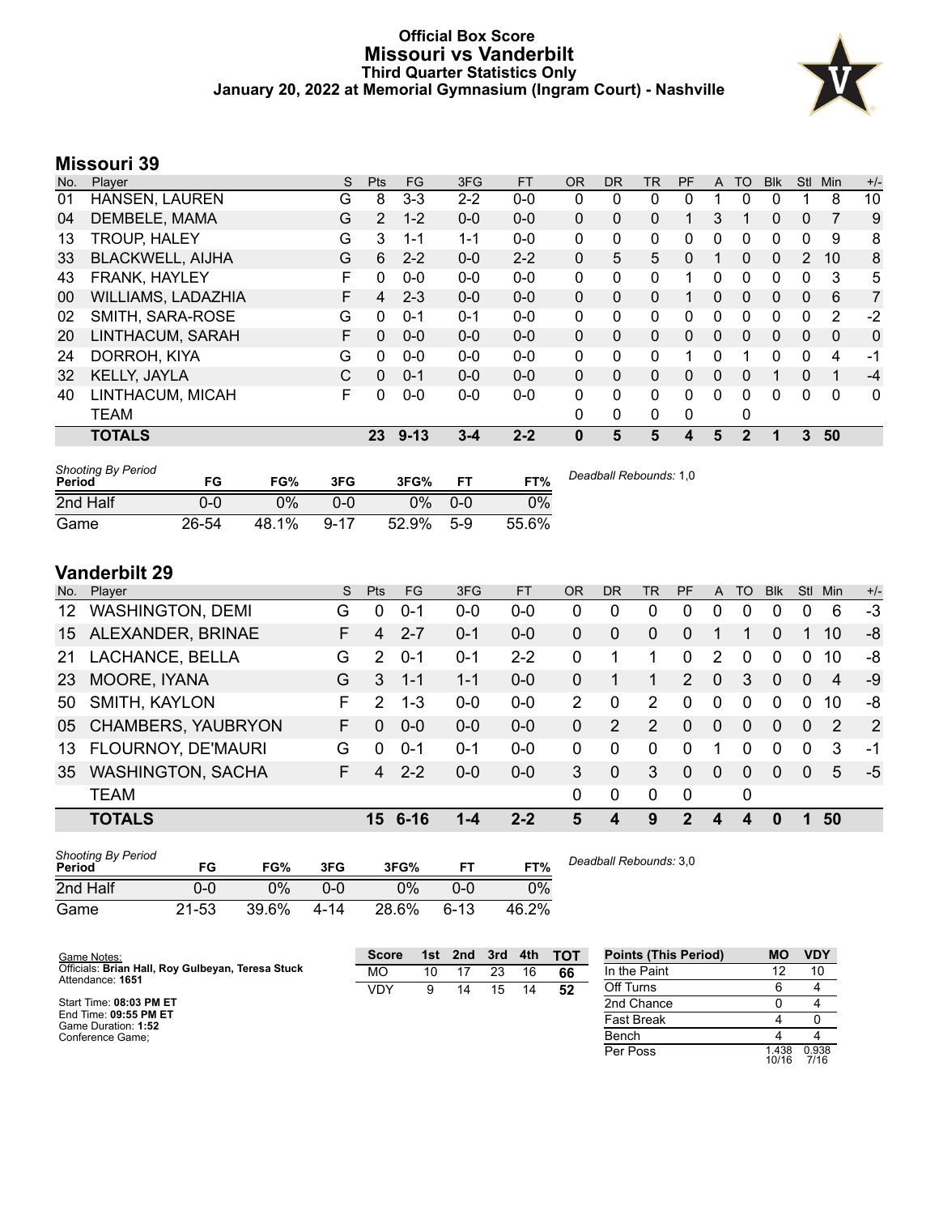# Official Box Score
## Missouri vs Vanderbilt
### Third Quarter Statistics Only
### January 20, 2022 at Memorial Gymnasium (Ingram Court) - Nashville

## Missouri 39

| No. | Player | S | Pts | FG | 3FG | FT | OR | DR | TR | PF | A | TO | Blk | Stl | Min | +/- |
|---|---|---|---|---|---|---|---|---|---|---|---|---|---|---|---|---|
| 01 | HANSEN, LAUREN | G | 8 | 3-3 | 2-2 | 0-0 | 0 | 0 | 0 | 0 | 1 | 0 | 0 | 1 | 8 | 10 |
| 04 | DEMBELE, MAMA | G | 2 | 1-2 | 0-0 | 0-0 | 0 | 0 | 0 | 1 | 3 | 1 | 0 | 0 | 7 | 9 |
| 13 | TROUP, HALEY | G | 3 | 1-1 | 1-1 | 0-0 | 0 | 0 | 0 | 0 | 0 | 0 | 0 | 0 | 9 | 8 |
| 33 | BLACKWELL, AIJHA | G | 6 | 2-2 | 0-0 | 2-2 | 0 | 5 | 5 | 0 | 1 | 0 | 0 | 2 | 10 | 8 |
| 43 | FRANK, HAYLEY | F | 0 | 0-0 | 0-0 | 0-0 | 0 | 0 | 0 | 1 | 0 | 0 | 0 | 0 | 3 | 5 |
| 00 | WILLIAMS, LADAZHIA | F | 4 | 2-3 | 0-0 | 0-0 | 0 | 0 | 0 | 1 | 0 | 0 | 0 | 0 | 6 | 7 |
| 02 | SMITH, SARA-ROSE | G | 0 | 0-1 | 0-1 | 0-0 | 0 | 0 | 0 | 0 | 0 | 0 | 0 | 0 | 2 | -2 |
| 20 | LINTHACUM, SARAH | F | 0 | 0-0 | 0-0 | 0-0 | 0 | 0 | 0 | 0 | 0 | 0 | 0 | 0 | 0 | 0 |
| 24 | DORROH, KIYA | G | 0 | 0-0 | 0-0 | 0-0 | 0 | 0 | 0 | 1 | 0 | 1 | 0 | 0 | 4 | -1 |
| 32 | KELLY, JAYLA | C | 0 | 0-1 | 0-0 | 0-0 | 0 | 0 | 0 | 0 | 0 | 0 | 1 | 0 | 1 | -4 |
| 40 | LINTHACUM, MICAH | F | 0 | 0-0 | 0-0 | 0-0 | 0 | 0 | 0 | 0 | 0 | 0 | 0 | 0 | 0 | 0 |
| | TEAM | | | | | | 0 | 0 | 0 | 0 | | 0 | | | | |
| | **TOTALS** | | **23** | **9-13** | **3-4** | **2-2** | **0** | **5** | **5** | **4** | **5** | **2** | **1** | **3** | **50** | |

| Shooting By Period Period | FG | FG% | 3FG | 3FG% | FT | FT% |
|---|---|---|---|---|---|---|
| 2nd Half | 0-0 | 0% | 0-0 | 0% | 0-0 | 0% |
| Game | 26-54 | 48.1% | 9-17 | 52.9% | 5-9 | 55.6% |

*Deadball Rebounds:* 1,0

## Vanderbilt 29

| No. | Player | S | Pts | FG | 3FG | FT | OR | DR | TR | PF | A | TO | Blk | Stl | Min | +/- |
|---|---|---|---|---|---|---|---|---|---|---|---|---|---|---|---|---|
| 12 | WASHINGTON, DEMI | G | 0 | 0-1 | 0-0 | 0-0 | 0 | 0 | 0 | 0 | 0 | 0 | 0 | 0 | 6 | -3 |
| 15 | ALEXANDER, BRINAE | F | 4 | 2-7 | 0-1 | 0-0 | 0 | 0 | 0 | 0 | 1 | 1 | 0 | 1 | 10 | -8 |
| 21 | LACHANCE, BELLA | G | 2 | 0-1 | 0-1 | 2-2 | 0 | 1 | 1 | 0 | 2 | 0 | 0 | 0 | 10 | -8 |
| 23 | MOORE, IYANA | G | 3 | 1-1 | 1-1 | 0-0 | 0 | 1 | 1 | 2 | 0 | 3 | 0 | 0 | 4 | -9 |
| 50 | SMITH, KAYLON | F | 2 | 1-3 | 0-0 | 0-0 | 2 | 0 | 2 | 0 | 0 | 0 | 0 | 0 | 10 | -8 |
| 05 | CHAMBERS, YAUBRYON | F | 0 | 0-0 | 0-0 | 0-0 | 0 | 2 | 2 | 0 | 0 | 0 | 0 | 0 | 2 | 2 |
| 13 | FLOURNOY, DE'MAURI | G | 0 | 0-1 | 0-1 | 0-0 | 0 | 0 | 0 | 0 | 1 | 0 | 0 | 0 | 3 | -1 |
| 35 | WASHINGTON, SACHA | F | 4 | 2-2 | 0-0 | 0-0 | 3 | 0 | 3 | 0 | 0 | 0 | 0 | 0 | 5 | -5 |
| | TEAM | | | | | | 0 | 0 | 0 | 0 | | 0 | | | | |
| | **TOTALS** | | **15** | **6-16** | **1-4** | **2-2** | **5** | **4** | **9** | **2** | **4** | **4** | **0** | **1** | **50** | |

| Shooting By Period Period | FG | FG% | 3FG | 3FG% | FT | FT% |
|---|---|---|---|---|---|---|
| 2nd Half | 0-0 | 0% | 0-0 | 0% | 0-0 | 0% |
| Game | 21-53 | 39.6% | 4-14 | 28.6% | 6-13 | 46.2% |

*Deadball Rebounds:* 3,0

Game Notes:
Officials: **Brian Hall, Roy Gulbeyan, Teresa Stuck**
Attendance: **1651**

Start Time: **08:03 PM ET**
End Time: **09:55 PM ET**
Game Duration: **1:52**
Conference Game;

| Score | 1st | 2nd | 3rd | 4th | TOT |
|---|---|---|---|---|---|
| MO | 10 | 17 | 23 | 16 | **66** |
| VDY | 9 | 14 | 15 | 14 | **52** |

| Points (This Period) | MO | VDY |
|---|---|---|
| In the Paint | 12 | 10 |
| Off Turns | 6 | 4 |
| 2nd Chance | 0 | 4 |
| Fast Break | 4 | 0 |
| Bench | 4 | 4 |
| Per Poss | 1.438 10/16 | 0.938 7/16 |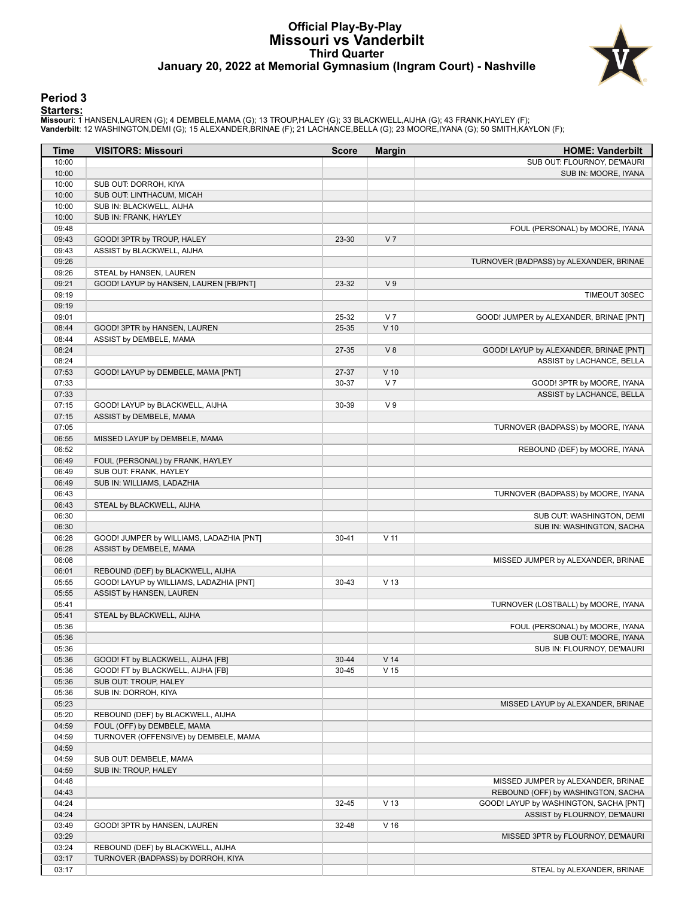# Official Play-By-Play
# Missouri vs Vanderbilt
## Third Quarter
### January 20, 2022 at Memorial Gymnasium (Ingram Court) - Nashville

## Period 3

**Starters:**

**Missouri**: 1 HANSEN,LAUREN (G); 4 DEMBELE,MAMA (G); 13 TROUP,HALEY (G); 33 BLACKWELL,AIJHA (G); 43 FRANK,HAYLEY (F);
**Vanderbilt**: 12 WASHINGTON,DEMI (G); 15 ALEXANDER,BRINAE (F); 21 LACHANCE,BELLA (G); 23 MOORE,IYANA (G); 50 SMITH,KAYLON (F);

| Time | VISITORS: Missouri | Score | Margin | HOME: Vanderbilt |
|---|---|---|---|---|
| 10:00 | | | | SUB OUT: FLOURNOY, DE'MAURI |
| 10:00 | | | | SUB IN: MOORE, IYANA |
| 10:00 | SUB OUT: DORROH, KIYA | | | |
| 10:00 | SUB OUT: LINTHACUM, MICAH | | | |
| 10:00 | SUB IN: BLACKWELL, AIJHA | | | |
| 10:00 | SUB IN: FRANK, HAYLEY | | | |
| 09:48 | | | | FOUL (PERSONAL) by MOORE, IYANA |
| 09:43 | GOOD! 3PTR by TROUP, HALEY | 23-30 | V 7 | |
| 09:43 | ASSIST by BLACKWELL, AIJHA | | | |
| 09:26 | | | | TURNOVER (BADPASS) by ALEXANDER, BRINAE |
| 09:26 | STEAL by HANSEN, LAUREN | | | |
| 09:21 | GOOD! LAYUP by HANSEN, LAUREN [FB/PNT] | 23-32 | V 9 | |
| 09:19 | | | | TIMEOUT 30SEC |
| 09:19 | | | | |
| 09:01 | | 25-32 | V 7 | GOOD! JUMPER by ALEXANDER, BRINAE [PNT] |
| 08:44 | GOOD! 3PTR by HANSEN, LAUREN | 25-35 | V 10 | |
| 08:44 | ASSIST by DEMBELE, MAMA | | | |
| 08:24 | | 27-35 | V 8 | GOOD! LAYUP by ALEXANDER, BRINAE [PNT] |
| 08:24 | | | | ASSIST by LACHANCE, BELLA |
| 07:53 | GOOD! LAYUP by DEMBELE, MAMA [PNT] | 27-37 | V 10 | |
| 07:33 | | 30-37 | V 7 | GOOD! 3PTR by MOORE, IYANA |
| 07:33 | | | | ASSIST by LACHANCE, BELLA |
| 07:15 | GOOD! LAYUP by BLACKWELL, AIJHA | 30-39 | V 9 | |
| 07:15 | ASSIST by DEMBELE, MAMA | | | |
| 07:05 | | | | TURNOVER (BADPASS) by MOORE, IYANA |
| 06:55 | MISSED LAYUP by DEMBELE, MAMA | | | |
| 06:52 | | | | REBOUND (DEF) by MOORE, IYANA |
| 06:49 | FOUL (PERSONAL) by FRANK, HAYLEY | | | |
| 06:49 | SUB OUT: FRANK, HAYLEY | | | |
| 06:49 | SUB IN: WILLIAMS, LADAZHIA | | | |
| 06:43 | | | | TURNOVER (BADPASS) by MOORE, IYANA |
| 06:43 | STEAL by BLACKWELL, AIJHA | | | |
| 06:30 | | | | SUB OUT: WASHINGTON, DEMI |
| 06:30 | | | | SUB IN: WASHINGTON, SACHA |
| 06:28 | GOOD! JUMPER by WILLIAMS, LADAZHIA [PNT] | 30-41 | V 11 | |
| 06:28 | ASSIST by DEMBELE, MAMA | | | |
| 06:08 | | | | MISSED JUMPER by ALEXANDER, BRINAE |
| 06:01 | REBOUND (DEF) by BLACKWELL, AIJHA | | | |
| 05:55 | GOOD! LAYUP by WILLIAMS, LADAZHIA [PNT] | 30-43 | V 13 | |
| 05:55 | ASSIST by HANSEN, LAUREN | | | |
| 05:41 | | | | TURNOVER (LOSTBALL) by MOORE, IYANA |
| 05:41 | STEAL by BLACKWELL, AIJHA | | | |
| 05:36 | | | | FOUL (PERSONAL) by MOORE, IYANA |
| 05:36 | | | | SUB OUT: MOORE, IYANA |
| 05:36 | | | | SUB IN: FLOURNOY, DE'MAURI |
| 05:36 | GOOD! FT by BLACKWELL, AIJHA [FB] | 30-44 | V 14 | |
| 05:36 | GOOD! FT by BLACKWELL, AIJHA [FB] | 30-45 | V 15 | |
| 05:36 | SUB OUT: TROUP, HALEY | | | |
| 05:36 | SUB IN: DORROH, KIYA | | | |
| 05:23 | | | | MISSED LAYUP by ALEXANDER, BRINAE |
| 05:20 | REBOUND (DEF) by BLACKWELL, AIJHA | | | |
| 04:59 | FOUL (OFF) by DEMBELE, MAMA | | | |
| 04:59 | TURNOVER (OFFENSIVE) by DEMBELE, MAMA | | | |
| 04:59 | | | | |
| 04:59 | SUB OUT: DEMBELE, MAMA | | | |
| 04:59 | SUB IN: TROUP, HALEY | | | |
| 04:48 | | | | MISSED JUMPER by ALEXANDER, BRINAE |
| 04:43 | | | | REBOUND (OFF) by WASHINGTON, SACHA |
| 04:24 | | 32-45 | V 13 | GOOD! LAYUP by WASHINGTON, SACHA [PNT] |
| 04:24 | | | | ASSIST by FLOURNOY, DE'MAURI |
| 03:49 | GOOD! 3PTR by HANSEN, LAUREN | 32-48 | V 16 | |
| 03:29 | | | | MISSED 3PTR by FLOURNOY, DE'MAURI |
| 03:24 | REBOUND (DEF) by BLACKWELL, AIJHA | | | |
| 03:17 | TURNOVER (BADPASS) by DORROH, KIYA | | | |
| 03:17 | | | | STEAL by ALEXANDER, BRINAE |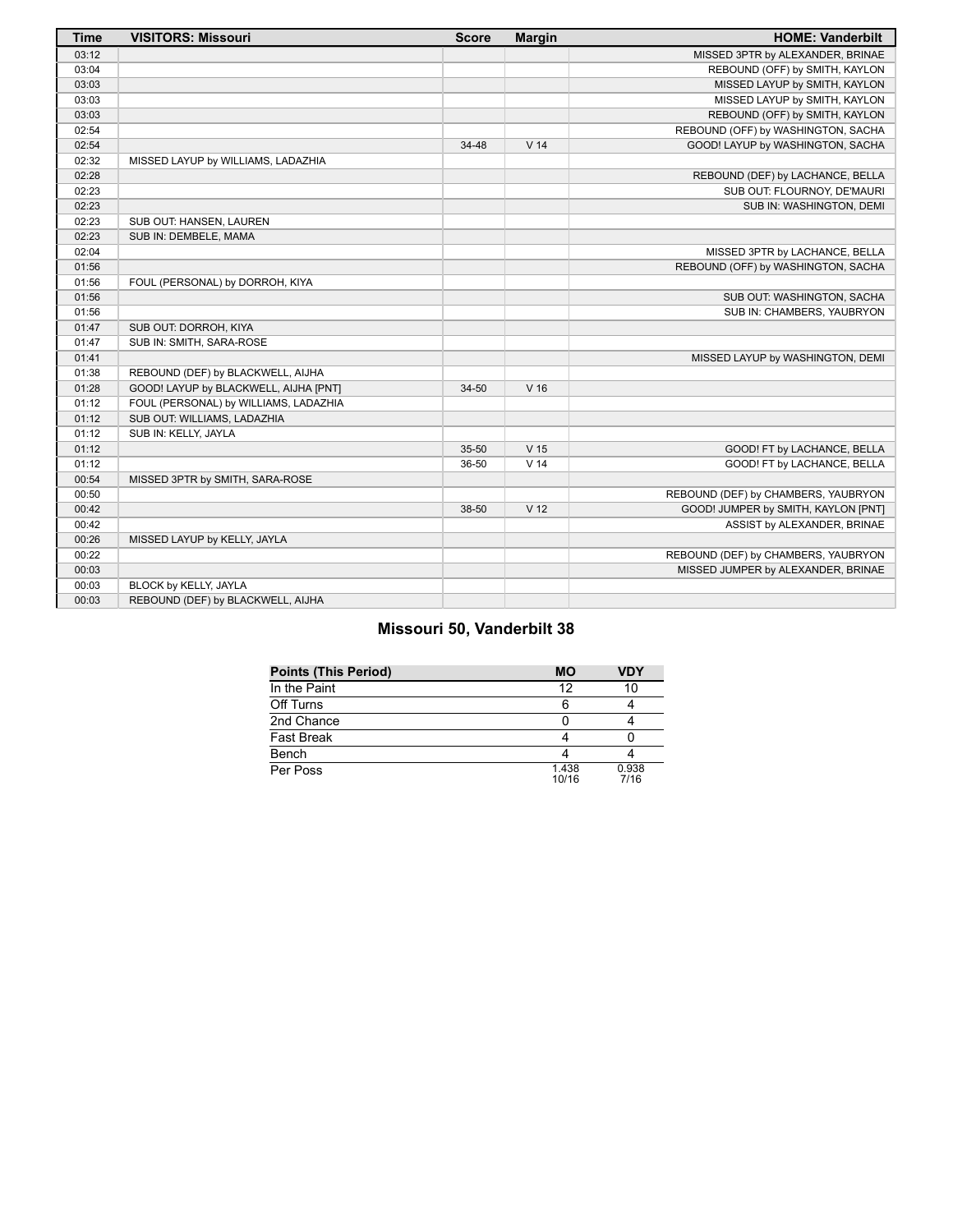| Time | VISITORS: Missouri | Score | Margin | HOME: Vanderbilt |
|---|---|---|---|---|
| 03:12 | | | | MISSED 3PTR by ALEXANDER, BRINAE |
| 03:04 | | | | REBOUND (OFF) by SMITH, KAYLON |
| 03:03 | | | | MISSED LAYUP by SMITH, KAYLON |
| 03:03 | | | | MISSED LAYUP by SMITH, KAYLON |
| 03:03 | | | | REBOUND (OFF) by SMITH, KAYLON |
| 02:54 | | | | REBOUND (OFF) by WASHINGTON, SACHA |
| 02:54 | | 34-48 | V 14 | GOOD! LAYUP by WASHINGTON, SACHA |
| 02:32 | MISSED LAYUP by WILLIAMS, LADAZHIA | | | |
| 02:28 | | | | REBOUND (DEF) by LACHANCE, BELLA |
| 02:23 | | | | SUB OUT: FLOURNOY, DE'MAURI |
| 02:23 | | | | SUB IN: WASHINGTON, DEMI |
| 02:23 | SUB OUT: HANSEN, LAUREN | | | |
| 02:23 | SUB IN: DEMBELE, MAMA | | | |
| 02:04 | | | | MISSED 3PTR by LACHANCE, BELLA |
| 01:56 | | | | REBOUND (OFF) by WASHINGTON, SACHA |
| 01:56 | FOUL (PERSONAL) by DORROH, KIYA | | | |
| 01:56 | | | | SUB OUT: WASHINGTON, SACHA |
| 01:56 | | | | SUB IN: CHAMBERS, YAUBRYON |
| 01:47 | SUB OUT: DORROH, KIYA | | | |
| 01:47 | SUB IN: SMITH, SARA-ROSE | | | |
| 01:41 | | | | MISSED LAYUP by WASHINGTON, DEMI |
| 01:38 | REBOUND (DEF) by BLACKWELL, AIJHA | | | |
| 01:28 | GOOD! LAYUP by BLACKWELL, AIJHA [PNT] | 34-50 | V 16 | |
| 01:12 | FOUL (PERSONAL) by WILLIAMS, LADAZHIA | | | |
| 01:12 | SUB OUT: WILLIAMS, LADAZHIA | | | |
| 01:12 | SUB IN: KELLY, JAYLA | | | |
| 01:12 | | 35-50 | V 15 | GOOD! FT by LACHANCE, BELLA |
| 01:12 | | 36-50 | V 14 | GOOD! FT by LACHANCE, BELLA |
| 00:54 | MISSED 3PTR by SMITH, SARA-ROSE | | | |
| 00:50 | | | | REBOUND (DEF) by CHAMBERS, YAUBRYON |
| 00:42 | | 38-50 | V 12 | GOOD! JUMPER by SMITH, KAYLON [PNT] |
| 00:42 | | | | ASSIST by ALEXANDER, BRINAE |
| 00:26 | MISSED LAYUP by KELLY, JAYLA | | | |
| 00:22 | | | | REBOUND (DEF) by CHAMBERS, YAUBRYON |
| 00:03 | | | | MISSED JUMPER by ALEXANDER, BRINAE |
| 00:03 | BLOCK by KELLY, JAYLA | | | |
| 00:03 | REBOUND (DEF) by BLACKWELL, AIJHA | | | |

## Missouri 50, Vanderbilt 38

| Points (This Period) | MO | VDY |
|---|---|---|
| In the Paint | 12 | 10 |
| Off Turns | 6 | 4 |
| 2nd Chance | 0 | 4 |
| Fast Break | 4 | 0 |
| Bench | 4 | 4 |
| Per Poss | 1.438 10/16 | 0.938 7/16 |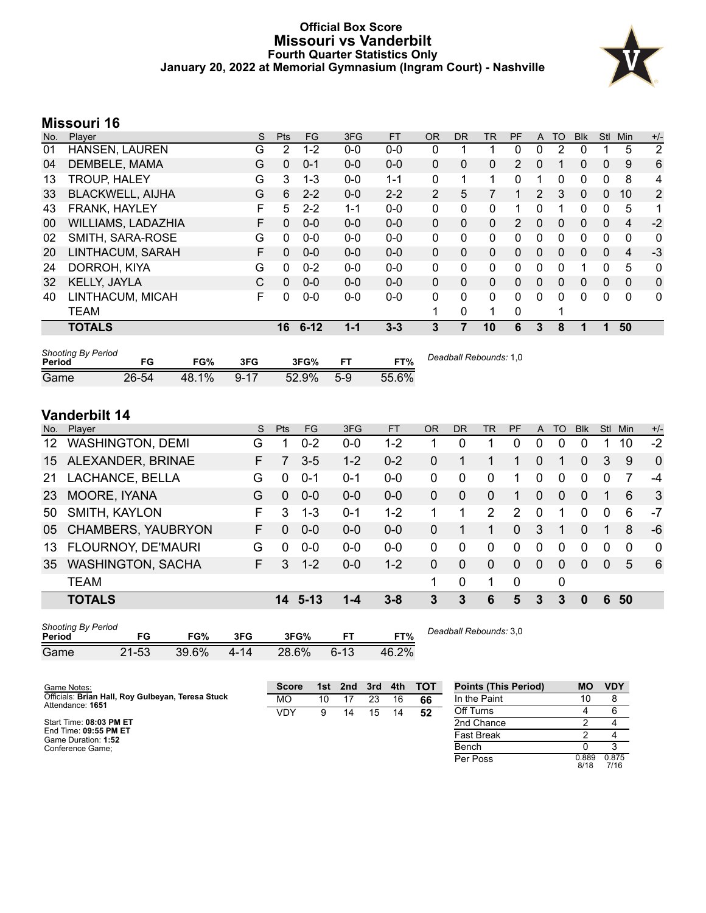# Official Box Score
# Missouri vs Vanderbilt
### Fourth Quarter Statistics Only
### January 20, 2022 at Memorial Gymnasium (Ingram Court) - Nashville

## Missouri 16

| No. | Player | S | Pts | FG | 3FG | FT | OR | DR | TR | PF | A | TO | Blk | Stl | Min | +/- |
|---|---|---|---|---|---|---|---|---|---|---|---|---|---|---|---|---|
| 01 | HANSEN, LAUREN | G | 2 | 1-2 | 0-0 | 0-0 | 0 | 1 | 1 | 0 | 0 | 2 | 0 | 1 | 5 | 2 |
| 04 | DEMBELE, MAMA | G | 0 | 0-1 | 0-0 | 0-0 | 0 | 0 | 0 | 2 | 0 | 1 | 0 | 0 | 9 | 6 |
| 13 | TROUP, HALEY | G | 3 | 1-3 | 0-0 | 1-1 | 0 | 1 | 1 | 0 | 1 | 0 | 0 | 0 | 8 | 4 |
| 33 | BLACKWELL, AIJHA | G | 6 | 2-2 | 0-0 | 2-2 | 2 | 5 | 7 | 1 | 2 | 3 | 0 | 0 | 10 | 2 |
| 43 | FRANK, HAYLEY | F | 5 | 2-2 | 1-1 | 0-0 | 0 | 0 | 0 | 1 | 0 | 1 | 0 | 0 | 5 | 1 |
| 00 | WILLIAMS, LADAZHIA | F | 0 | 0-0 | 0-0 | 0-0 | 0 | 0 | 0 | 2 | 0 | 0 | 0 | 0 | 4 | -2 |
| 02 | SMITH, SARA-ROSE | G | 0 | 0-0 | 0-0 | 0-0 | 0 | 0 | 0 | 0 | 0 | 0 | 0 | 0 | 0 | 0 |
| 20 | LINTHACUM, SARAH | F | 0 | 0-0 | 0-0 | 0-0 | 0 | 0 | 0 | 0 | 0 | 0 | 0 | 0 | 4 | -3 |
| 24 | DORROH, KIYA | G | 0 | 0-2 | 0-0 | 0-0 | 0 | 0 | 0 | 0 | 0 | 0 | 1 | 0 | 5 | 0 |
| 32 | KELLY, JAYLA | C | 0 | 0-0 | 0-0 | 0-0 | 0 | 0 | 0 | 0 | 0 | 0 | 0 | 0 | 0 | 0 |
| 40 | LINTHACUM, MICAH | F | 0 | 0-0 | 0-0 | 0-0 | 0 | 0 | 0 | 0 | 0 | 0 | 0 | 0 | 0 | 0 |
| | TEAM | | | | | | 1 | 0 | 1 | 0 | | 1 | | | | |
| | **TOTALS** | | **16** | **6-12** | **1-1** | **3-3** | **3** | **7** | **10** | **6** | **3** | **8** | **1** | **1** | **50** | |

| Shooting By Period Period | FG | FG% | 3FG | 3FG% | FT | FT% |
|---|---|---|---|---|---|---|
| Game | 26-54 | 48.1% | 9-17 | 52.9% | 5-9 | 55.6% |

*Deadball Rebounds:* 1,0

## Vanderbilt 14

| No. | Player | S | Pts | FG | 3FG | FT | OR | DR | TR | PF | A | TO | Blk | Stl | Min | +/- |
|---|---|---|---|---|---|---|---|---|---|---|---|---|---|---|---|---|
| 12 | WASHINGTON, DEMI | G | 1 | 0-2 | 0-0 | 1-2 | 1 | 0 | 1 | 0 | 0 | 0 | 0 | 1 | 10 | -2 |
| 15 | ALEXANDER, BRINAE | F | 7 | 3-5 | 1-2 | 0-2 | 0 | 1 | 1 | 1 | 0 | 1 | 0 | 3 | 9 | 0 |
| 21 | LACHANCE, BELLA | G | 0 | 0-1 | 0-1 | 0-0 | 0 | 0 | 0 | 1 | 0 | 0 | 0 | 0 | 7 | -4 |
| 23 | MOORE, IYANA | G | 0 | 0-0 | 0-0 | 0-0 | 0 | 0 | 0 | 1 | 0 | 0 | 0 | 1 | 6 | 3 |
| 50 | SMITH, KAYLON | F | 3 | 1-3 | 0-1 | 1-2 | 1 | 1 | 2 | 2 | 0 | 1 | 0 | 0 | 6 | -7 |
| 05 | CHAMBERS, YAUBRYON | F | 0 | 0-0 | 0-0 | 0-0 | 0 | 1 | 1 | 0 | 3 | 1 | 0 | 1 | 8 | -6 |
| 13 | FLOURNOY, DE'MAURI | G | 0 | 0-0 | 0-0 | 0-0 | 0 | 0 | 0 | 0 | 0 | 0 | 0 | 0 | 0 | 0 |
| 35 | WASHINGTON, SACHA | F | 3 | 1-2 | 0-0 | 1-2 | 0 | 0 | 0 | 0 | 0 | 0 | 0 | 0 | 5 | 6 |
| | TEAM | | | | | | 1 | 0 | 1 | 0 | | 0 | | | | |
| | **TOTALS** | | **14** | **5-13** | **1-4** | **3-8** | **3** | **3** | **6** | **5** | **3** | **3** | **0** | **6** | **50** | |

| Shooting By Period Period | FG | FG% | 3FG | 3FG% | FT | FT% |
|---|---|---|---|---|---|---|
| Game | 21-53 | 39.6% | 4-14 | 28.6% | 6-13 | 46.2% |

*Deadball Rebounds:* 3,0

Game Notes:
Officials: **Brian Hall, Roy Gulbeyan, Teresa Stuck**
Attendance: **1651**

Start Time: **08:03 PM ET**
End Time: **09:55 PM ET**
Game Duration: **1:52**
Conference Game;

| Score | 1st | 2nd | 3rd | 4th | TOT |
|---|---|---|---|---|---|
| MO | 10 | 17 | 23 | 16 | **66** |
| VDY | 9 | 14 | 15 | 14 | **52** |

| Points (This Period) | MO | VDY |
|---|---|---|
| In the Paint | 10 | 8 |
| Off Turns | 4 | 6 |
| 2nd Chance | 2 | 4 |
| Fast Break | 2 | 4 |
| Bench | 0 | 3 |
| Per Poss | 0.889 8/18 | 0.875 7/16 |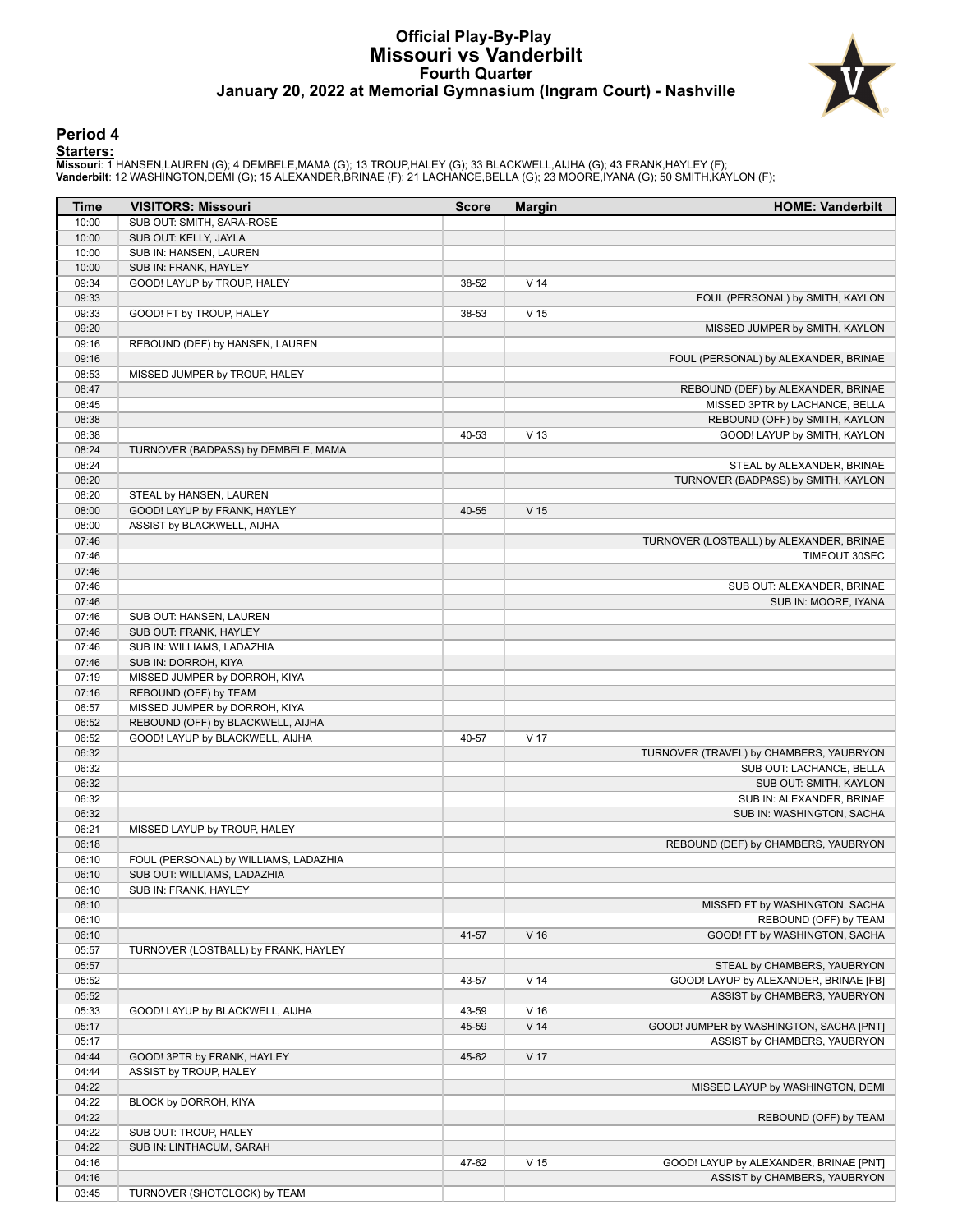# Official Play-By-Play
# Missouri vs Vanderbilt
## Fourth Quarter
### January 20, 2022 at Memorial Gymnasium (Ingram Court) - Nashville

## Period 4

**Starters:**

**Missouri**: 1 HANSEN,LAUREN (G); 4 DEMBELE,MAMA (G); 13 TROUP,HALEY (G); 33 BLACKWELL,AIJHA (G); 43 FRANK,HAYLEY (F);
**Vanderbilt**: 12 WASHINGTON,DEMI (G); 15 ALEXANDER,BRINAE (F); 21 LACHANCE,BELLA (G); 23 MOORE,IYANA (G); 50 SMITH,KAYLON (F);

| Time | VISITORS: Missouri | Score | Margin | HOME: Vanderbilt |
|---|---|---|---|---|
| 10:00 | SUB OUT: SMITH, SARA-ROSE | | | |
| 10:00 | SUB OUT: KELLY, JAYLA | | | |
| 10:00 | SUB IN: HANSEN, LAUREN | | | |
| 10:00 | SUB IN: FRANK, HAYLEY | | | |
| 09:34 | GOOD! LAYUP by TROUP, HALEY | 38-52 | V 14 | |
| 09:33 | | | | FOUL (PERSONAL) by SMITH, KAYLON |
| 09:33 | GOOD! FT by TROUP, HALEY | 38-53 | V 15 | |
| 09:20 | | | | MISSED JUMPER by SMITH, KAYLON |
| 09:16 | REBOUND (DEF) by HANSEN, LAUREN | | | |
| 09:16 | | | | FOUL (PERSONAL) by ALEXANDER, BRINAE |
| 08:53 | MISSED JUMPER by TROUP, HALEY | | | |
| 08:47 | | | | REBOUND (DEF) by ALEXANDER, BRINAE |
| 08:45 | | | | MISSED 3PTR by LACHANCE, BELLA |
| 08:38 | | | | REBOUND (OFF) by SMITH, KAYLON |
| 08:38 | | 40-53 | V 13 | GOOD! LAYUP by SMITH, KAYLON |
| 08:24 | TURNOVER (BADPASS) by DEMBELE, MAMA | | | |
| 08:24 | | | | STEAL by ALEXANDER, BRINAE |
| 08:20 | | | | TURNOVER (BADPASS) by SMITH, KAYLON |
| 08:20 | STEAL by HANSEN, LAUREN | | | |
| 08:00 | GOOD! LAYUP by FRANK, HAYLEY | 40-55 | V 15 | |
| 08:00 | ASSIST by BLACKWELL, AIJHA | | | |
| 07:46 | | | | TURNOVER (LOSTBALL) by ALEXANDER, BRINAE |
| 07:46 | | | | TIMEOUT 30SEC |
| 07:46 | | | | |
| 07:46 | | | | SUB OUT: ALEXANDER, BRINAE |
| 07:46 | | | | SUB IN: MOORE, IYANA |
| 07:46 | SUB OUT: HANSEN, LAUREN | | | |
| 07:46 | SUB OUT: FRANK, HAYLEY | | | |
| 07:46 | SUB IN: WILLIAMS, LADAZHIA | | | |
| 07:46 | SUB IN: DORROH, KIYA | | | |
| 07:19 | MISSED JUMPER by DORROH, KIYA | | | |
| 07:16 | REBOUND (OFF) by TEAM | | | |
| 06:57 | MISSED JUMPER by DORROH, KIYA | | | |
| 06:52 | REBOUND (OFF) by BLACKWELL, AIJHA | | | |
| 06:52 | GOOD! LAYUP by BLACKWELL, AIJHA | 40-57 | V 17 | |
| 06:32 | | | | TURNOVER (TRAVEL) by CHAMBERS, YAUBRYON |
| 06:32 | | | | SUB OUT: LACHANCE, BELLA |
| 06:32 | | | | SUB OUT: SMITH, KAYLON |
| 06:32 | | | | SUB IN: ALEXANDER, BRINAE |
| 06:32 | | | | SUB IN: WASHINGTON, SACHA |
| 06:21 | MISSED LAYUP by TROUP, HALEY | | | |
| 06:18 | | | | REBOUND (DEF) by CHAMBERS, YAUBRYON |
| 06:10 | FOUL (PERSONAL) by WILLIAMS, LADAZHIA | | | |
| 06:10 | SUB OUT: WILLIAMS, LADAZHIA | | | |
| 06:10 | SUB IN: FRANK, HAYLEY | | | |
| 06:10 | | | | MISSED FT by WASHINGTON, SACHA |
| 06:10 | | | | REBOUND (OFF) by TEAM |
| 06:10 | | 41-57 | V 16 | GOOD! FT by WASHINGTON, SACHA |
| 05:57 | TURNOVER (LOSTBALL) by FRANK, HAYLEY | | | |
| 05:57 | | | | STEAL by CHAMBERS, YAUBRYON |
| 05:52 | | 43-57 | V 14 | GOOD! LAYUP by ALEXANDER, BRINAE [FB] |
| 05:52 | | | | ASSIST by CHAMBERS, YAUBRYON |
| 05:33 | GOOD! LAYUP by BLACKWELL, AIJHA | 43-59 | V 16 | |
| 05:17 | | 45-59 | V 14 | GOOD! JUMPER by WASHINGTON, SACHA [PNT] |
| 05:17 | | | | ASSIST by CHAMBERS, YAUBRYON |
| 04:44 | GOOD! 3PTR by FRANK, HAYLEY | 45-62 | V 17 | |
| 04:44 | ASSIST by TROUP, HALEY | | | |
| 04:22 | | | | MISSED LAYUP by WASHINGTON, DEMI |
| 04:22 | BLOCK by DORROH, KIYA | | | |
| 04:22 | | | | REBOUND (OFF) by TEAM |
| 04:22 | SUB OUT: TROUP, HALEY | | | |
| 04:22 | SUB IN: LINTHACUM, SARAH | | | |
| 04:16 | | 47-62 | V 15 | GOOD! LAYUP by ALEXANDER, BRINAE [PNT] |
| 04:16 | | | | ASSIST by CHAMBERS, YAUBRYON |
| 03:45 | TURNOVER (SHOTCLOCK) by TEAM | | | |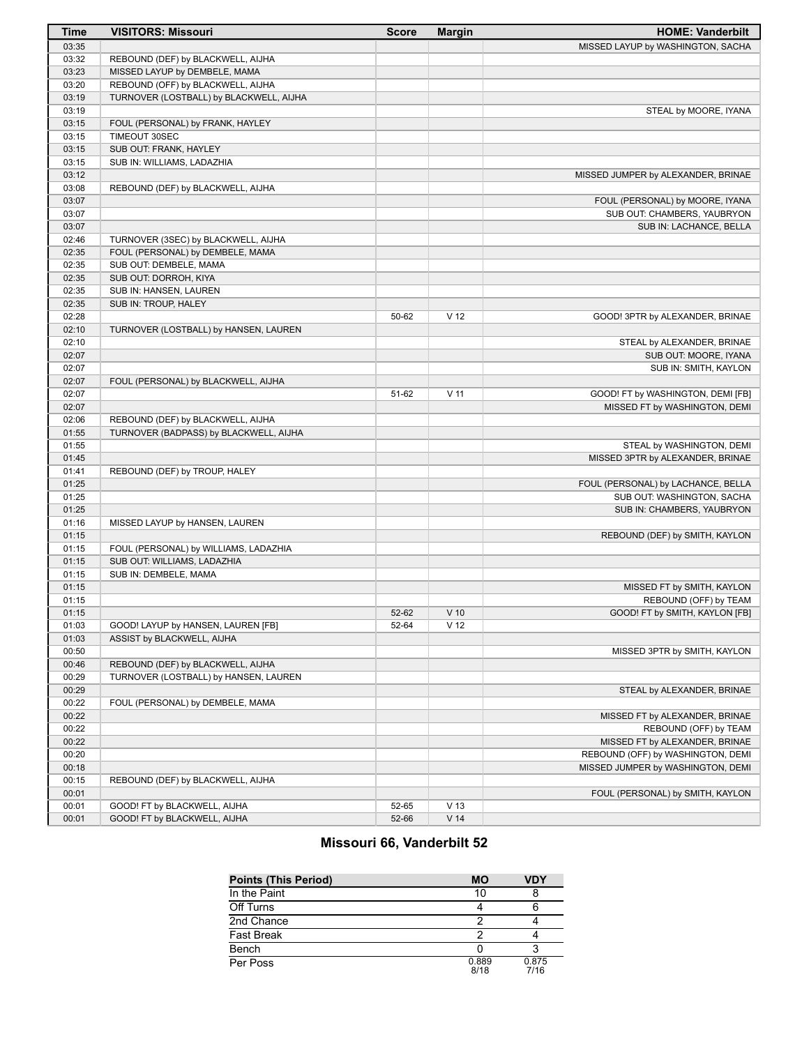| Time | VISITORS: Missouri | Score | Margin | HOME: Vanderbilt |
| --- | --- | --- | --- | --- |
| 03:35 | | | | MISSED LAYUP by WASHINGTON, SACHA |
| 03:32 | REBOUND (DEF) by BLACKWELL, AIJHA | | | |
| 03:23 | MISSED LAYUP by DEMBELE, MAMA | | | |
| 03:20 | REBOUND (OFF) by BLACKWELL, AIJHA | | | |
| 03:19 | TURNOVER (LOSTBALL) by BLACKWELL, AIJHA | | | |
| 03:19 | | | | STEAL by MOORE, IYANA |
| 03:15 | FOUL (PERSONAL) by FRANK, HAYLEY | | | |
| 03:15 | TIMEOUT 30SEC | | | |
| 03:15 | SUB OUT: FRANK, HAYLEY | | | |
| 03:15 | SUB IN: WILLIAMS, LADAZHIA | | | |
| 03:12 | | | | MISSED JUMPER by ALEXANDER, BRINAE |
| 03:08 | REBOUND (DEF) by BLACKWELL, AIJHA | | | |
| 03:07 | | | | FOUL (PERSONAL) by MOORE, IYANA |
| 03:07 | | | | SUB OUT: CHAMBERS, YAUBRYON |
| 03:07 | | | | SUB IN: LACHANCE, BELLA |
| 02:46 | TURNOVER (3SEC) by BLACKWELL, AIJHA | | | |
| 02:35 | FOUL (PERSONAL) by DEMBELE, MAMA | | | |
| 02:35 | SUB OUT: DEMBELE, MAMA | | | |
| 02:35 | SUB OUT: DORROH, KIYA | | | |
| 02:35 | SUB IN: HANSEN, LAUREN | | | |
| 02:35 | SUB IN: TROUP, HALEY | | | |
| 02:28 | | 50-62 | V 12 | GOOD! 3PTR by ALEXANDER, BRINAE |
| 02:10 | TURNOVER (LOSTBALL) by HANSEN, LAUREN | | | |
| 02:10 | | | | STEAL by ALEXANDER, BRINAE |
| 02:07 | | | | SUB OUT: MOORE, IYANA |
| 02:07 | | | | SUB IN: SMITH, KAYLON |
| 02:07 | FOUL (PERSONAL) by BLACKWELL, AIJHA | | | |
| 02:07 | | 51-62 | V 11 | GOOD! FT by WASHINGTON, DEMI [FB] |
| 02:07 | | | | MISSED FT by WASHINGTON, DEMI |
| 02:06 | REBOUND (DEF) by BLACKWELL, AIJHA | | | |
| 01:55 | TURNOVER (BADPASS) by BLACKWELL, AIJHA | | | |
| 01:55 | | | | STEAL by WASHINGTON, DEMI |
| 01:45 | | | | MISSED 3PTR by ALEXANDER, BRINAE |
| 01:41 | REBOUND (DEF) by TROUP, HALEY | | | |
| 01:25 | | | | FOUL (PERSONAL) by LACHANCE, BELLA |
| 01:25 | | | | SUB OUT: WASHINGTON, SACHA |
| 01:25 | | | | SUB IN: CHAMBERS, YAUBRYON |
| 01:16 | MISSED LAYUP by HANSEN, LAUREN | | | |
| 01:15 | | | | REBOUND (DEF) by SMITH, KAYLON |
| 01:15 | FOUL (PERSONAL) by WILLIAMS, LADAZHIA | | | |
| 01:15 | SUB OUT: WILLIAMS, LADAZHIA | | | |
| 01:15 | SUB IN: DEMBELE, MAMA | | | |
| 01:15 | | | | MISSED FT by SMITH, KAYLON |
| 01:15 | | | | REBOUND (OFF) by TEAM |
| 01:15 | | 52-62 | V 10 | GOOD! FT by SMITH, KAYLON [FB] |
| 01:03 | GOOD! LAYUP by HANSEN, LAUREN [FB] | 52-64 | V 12 | |
| 01:03 | ASSIST by BLACKWELL, AIJHA | | | |
| 00:50 | | | | MISSED 3PTR by SMITH, KAYLON |
| 00:46 | REBOUND (DEF) by BLACKWELL, AIJHA | | | |
| 00:29 | TURNOVER (LOSTBALL) by HANSEN, LAUREN | | | |
| 00:29 | | | | STEAL by ALEXANDER, BRINAE |
| 00:22 | FOUL (PERSONAL) by DEMBELE, MAMA | | | |
| 00:22 | | | | MISSED FT by ALEXANDER, BRINAE |
| 00:22 | | | | REBOUND (OFF) by TEAM |
| 00:22 | | | | MISSED FT by ALEXANDER, BRINAE |
| 00:20 | | | | REBOUND (OFF) by WASHINGTON, DEMI |
| 00:18 | | | | MISSED JUMPER by WASHINGTON, DEMI |
| 00:15 | REBOUND (DEF) by BLACKWELL, AIJHA | | | |
| 00:01 | | | | FOUL (PERSONAL) by SMITH, KAYLON |
| 00:01 | GOOD! FT by BLACKWELL, AIJHA | 52-65 | V 13 | |
| 00:01 | GOOD! FT by BLACKWELL, AIJHA | 52-66 | V 14 | |

## Missouri 66, Vanderbilt 52

| Points (This Period) | MO | VDY |
| --- | --- | --- |
| In the Paint | 10 | 8 |
| Off Turns | 4 | 6 |
| 2nd Chance | 2 | 4 |
| Fast Break | 2 | 4 |
| Bench | 0 | 3 |
| Per Poss | 0.889 8/18 | 0.875 7/16 |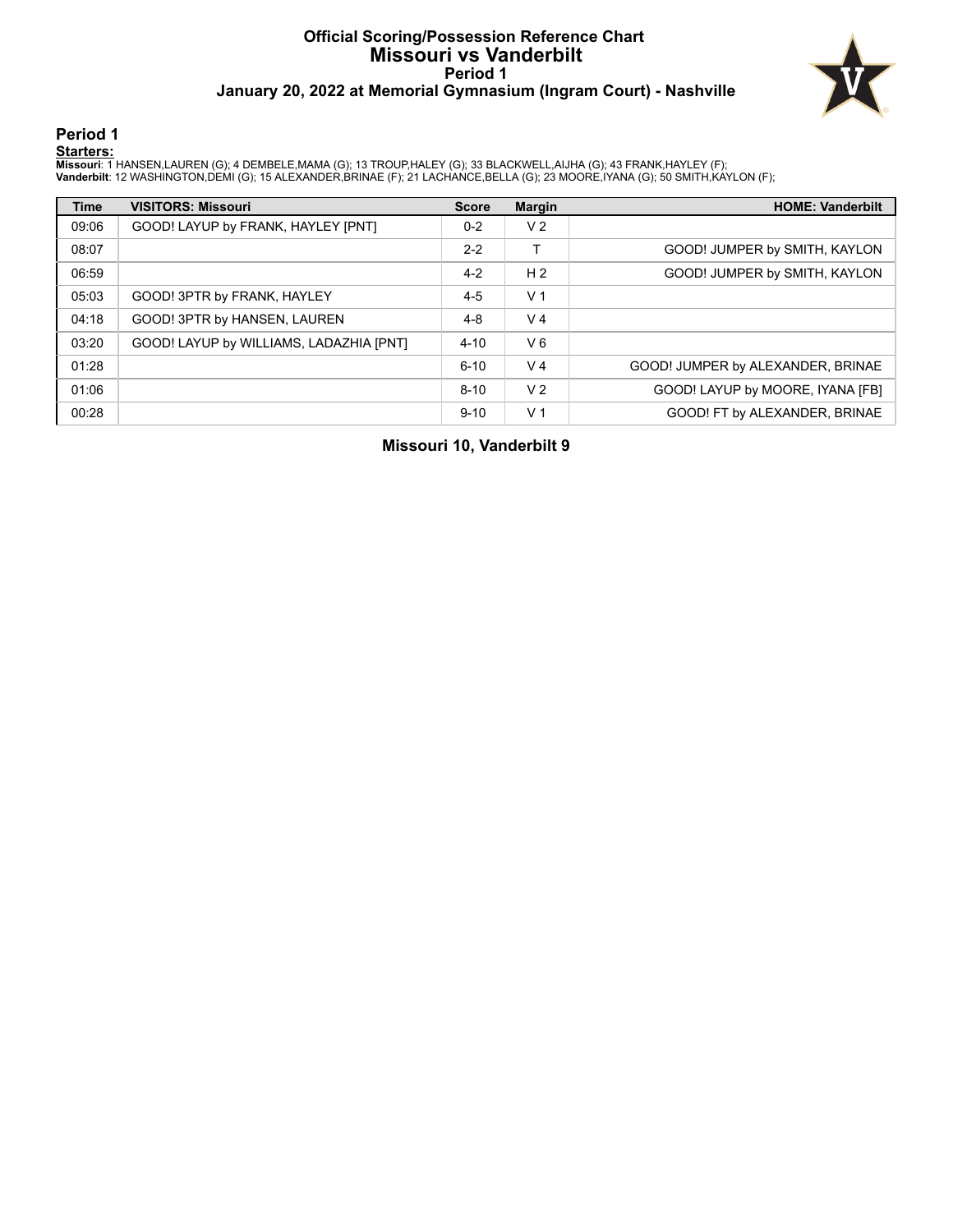# Official Scoring/Possession Reference Chart
# Missouri vs Vanderbilt
## Period 1
### January 20, 2022 at Memorial Gymnasium (Ingram Court) - Nashville

## Period 1

**Starters:**

**Missouri**: 1 HANSEN,LAUREN (G); 4 DEMBELE,MAMA (G); 13 TROUP,HALEY (G); 33 BLACKWELL,AIJHA (G); 43 FRANK,HAYLEY (F);
**Vanderbilt**: 12 WASHINGTON,DEMI (G); 15 ALEXANDER,BRINAE (F); 21 LACHANCE,BELLA (G); 23 MOORE,IYANA (G); 50 SMITH,KAYLON (F);

| Time | VISITORS: Missouri | Score | Margin | HOME: Vanderbilt |
|---|---|---|---|---|
| 09:06 | GOOD! LAYUP by FRANK, HAYLEY [PNT] | 0-2 | V 2 | |
| 08:07 | | 2-2 | T | GOOD! JUMPER by SMITH, KAYLON |
| 06:59 | | 4-2 | H 2 | GOOD! JUMPER by SMITH, KAYLON |
| 05:03 | GOOD! 3PTR by FRANK, HAYLEY | 4-5 | V 1 | |
| 04:18 | GOOD! 3PTR by HANSEN, LAUREN | 4-8 | V 4 | |
| 03:20 | GOOD! LAYUP by WILLIAMS, LADAZHIA [PNT] | 4-10 | V 6 | |
| 01:28 | | 6-10 | V 4 | GOOD! JUMPER by ALEXANDER, BRINAE |
| 01:06 | | 8-10 | V 2 | GOOD! LAYUP by MOORE, IYANA [FB] |
| 00:28 | | 9-10 | V 1 | GOOD! FT by ALEXANDER, BRINAE |

**Missouri 10, Vanderbilt 9**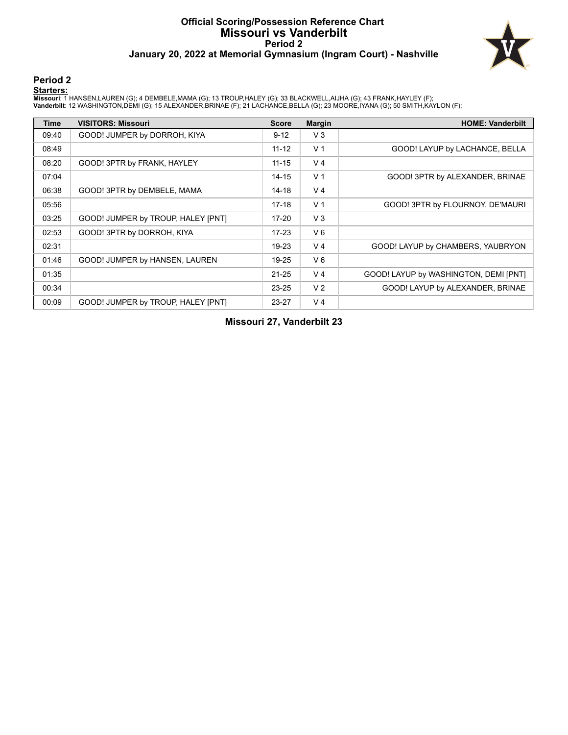# Official Scoring/Possession Reference Chart
# Missouri vs Vanderbilt
## Period 2
### January 20, 2022 at Memorial Gymnasium (Ingram Court) - Nashville

## Period 2

**Starters:**

**Missouri**: 1 HANSEN,LAUREN (G); 4 DEMBELE,MAMA (G); 13 TROUP,HALEY (G); 33 BLACKWELL,AIJHA (G); 43 FRANK,HAYLEY (F);
**Vanderbilt**: 12 WASHINGTON,DEMI (G); 15 ALEXANDER,BRINAE (F); 21 LACHANCE,BELLA (G); 23 MOORE,IYANA (G); 50 SMITH,KAYLON (F);

| Time | VISITORS: Missouri | Score | Margin | HOME: Vanderbilt |
| --- | --- | --- | --- | --- |
| 09:40 | GOOD! JUMPER by DORROH, KIYA | 9-12 | V 3 | |
| 08:49 | | 11-12 | V 1 | GOOD! LAYUP by LACHANCE, BELLA |
| 08:20 | GOOD! 3PTR by FRANK, HAYLEY | 11-15 | V 4 | |
| 07:04 | | 14-15 | V 1 | GOOD! 3PTR by ALEXANDER, BRINAE |
| 06:38 | GOOD! 3PTR by DEMBELE, MAMA | 14-18 | V 4 | |
| 05:56 | | 17-18 | V 1 | GOOD! 3PTR by FLOURNOY, DE'MAURI |
| 03:25 | GOOD! JUMPER by TROUP, HALEY [PNT] | 17-20 | V 3 | |
| 02:53 | GOOD! 3PTR by DORROH, KIYA | 17-23 | V 6 | |
| 02:31 | | 19-23 | V 4 | GOOD! LAYUP by CHAMBERS, YAUBRYON |
| 01:46 | GOOD! JUMPER by HANSEN, LAUREN | 19-25 | V 6 | |
| 01:35 | | 21-25 | V 4 | GOOD! LAYUP by WASHINGTON, DEMI [PNT] |
| 00:34 | | 23-25 | V 2 | GOOD! LAYUP by ALEXANDER, BRINAE |
| 00:09 | GOOD! JUMPER by TROUP, HALEY [PNT] | 23-27 | V 4 | |

**Missouri 27, Vanderbilt 23**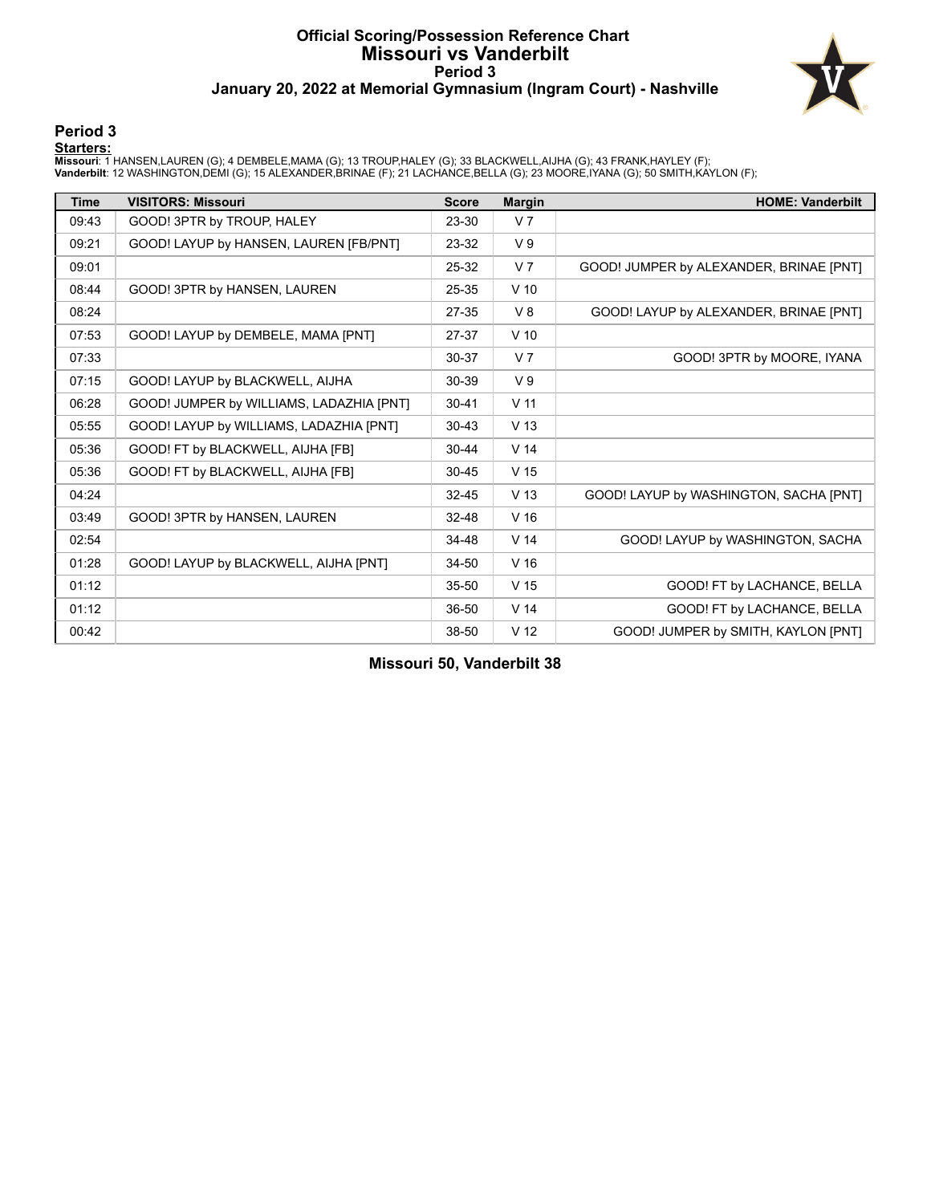# Official Scoring/Possession Reference Chart
## Missouri vs Vanderbilt
### Period 3
### January 20, 2022 at Memorial Gymnasium (Ingram Court) - Nashville

## Period 3

**Starters:**

**Missouri**: 1 HANSEN,LAUREN (G); 4 DEMBELE,MAMA (G); 13 TROUP,HALEY (G); 33 BLACKWELL,AIJHA (G); 43 FRANK,HAYLEY (F);
**Vanderbilt**: 12 WASHINGTON,DEMI (G); 15 ALEXANDER,BRINAE (F); 21 LACHANCE,BELLA (G); 23 MOORE,IYANA (G); 50 SMITH,KAYLON (F);

| Time | VISITORS: Missouri | Score | Margin | HOME: Vanderbilt |
|---|---|---|---|---|
| 09:43 | GOOD! 3PTR by TROUP, HALEY | 23-30 | V 7 | |
| 09:21 | GOOD! LAYUP by HANSEN, LAUREN [FB/PNT] | 23-32 | V 9 | |
| 09:01 | | 25-32 | V 7 | GOOD! JUMPER by ALEXANDER, BRINAE [PNT] |
| 08:44 | GOOD! 3PTR by HANSEN, LAUREN | 25-35 | V 10 | |
| 08:24 | | 27-35 | V 8 | GOOD! LAYUP by ALEXANDER, BRINAE [PNT] |
| 07:53 | GOOD! LAYUP by DEMBELE, MAMA [PNT] | 27-37 | V 10 | |
| 07:33 | | 30-37 | V 7 | GOOD! 3PTR by MOORE, IYANA |
| 07:15 | GOOD! LAYUP by BLACKWELL, AIJHA | 30-39 | V 9 | |
| 06:28 | GOOD! JUMPER by WILLIAMS, LADAZHIA [PNT] | 30-41 | V 11 | |
| 05:55 | GOOD! LAYUP by WILLIAMS, LADAZHIA [PNT] | 30-43 | V 13 | |
| 05:36 | GOOD! FT by BLACKWELL, AIJHA [FB] | 30-44 | V 14 | |
| 05:36 | GOOD! FT by BLACKWELL, AIJHA [FB] | 30-45 | V 15 | |
| 04:24 | | 32-45 | V 13 | GOOD! LAYUP by WASHINGTON, SACHA [PNT] |
| 03:49 | GOOD! 3PTR by HANSEN, LAUREN | 32-48 | V 16 | |
| 02:54 | | 34-48 | V 14 | GOOD! LAYUP by WASHINGTON, SACHA |
| 01:28 | GOOD! LAYUP by BLACKWELL, AIJHA [PNT] | 34-50 | V 16 | |
| 01:12 | | 35-50 | V 15 | GOOD! FT by LACHANCE, BELLA |
| 01:12 | | 36-50 | V 14 | GOOD! FT by LACHANCE, BELLA |
| 00:42 | | 38-50 | V 12 | GOOD! JUMPER by SMITH, KAYLON [PNT] |

**Missouri 50, Vanderbilt 38**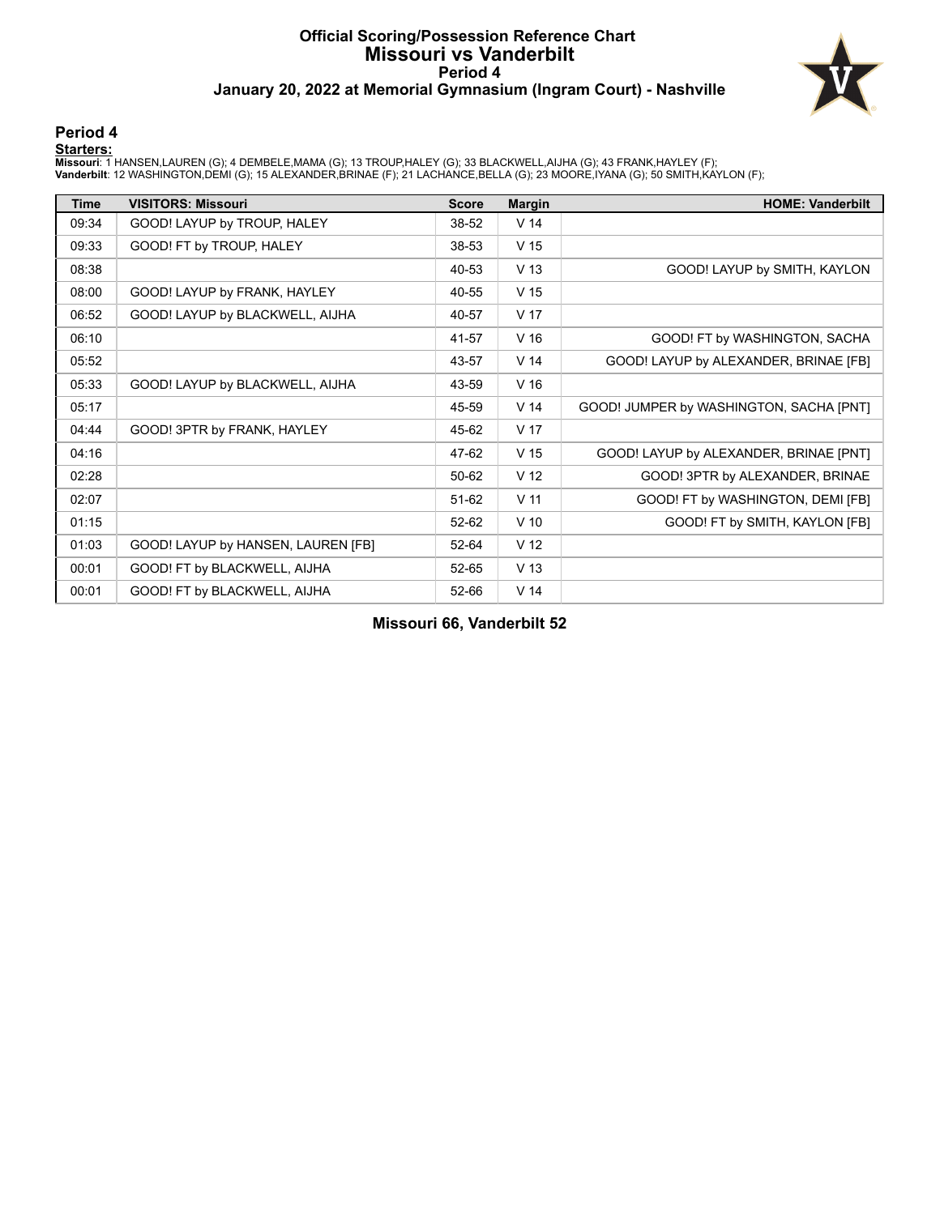# Official Scoring/Possession Reference Chart
# Missouri vs Vanderbilt
## Period 4
### January 20, 2022 at Memorial Gymnasium (Ingram Court) - Nashville

## Period 4

**Starters:**

**Missouri**: 1 HANSEN,LAUREN (G); 4 DEMBELE,MAMA (G); 13 TROUP,HALEY (G); 33 BLACKWELL,AIJHA (G); 43 FRANK,HAYLEY (F);
**Vanderbilt**: 12 WASHINGTON,DEMI (G); 15 ALEXANDER,BRINAE (F); 21 LACHANCE,BELLA (G); 23 MOORE,IYANA (G); 50 SMITH,KAYLON (F);

| Time | VISITORS: Missouri | Score | Margin | HOME: Vanderbilt |
|---|---|---|---|---|
| 09:34 | GOOD! LAYUP by TROUP, HALEY | 38-52 | V 14 | |
| 09:33 | GOOD! FT by TROUP, HALEY | 38-53 | V 15 | |
| 08:38 | | 40-53 | V 13 | GOOD! LAYUP by SMITH, KAYLON |
| 08:00 | GOOD! LAYUP by FRANK, HAYLEY | 40-55 | V 15 | |
| 06:52 | GOOD! LAYUP by BLACKWELL, AIJHA | 40-57 | V 17 | |
| 06:10 | | 41-57 | V 16 | GOOD! FT by WASHINGTON, SACHA |
| 05:52 | | 43-57 | V 14 | GOOD! LAYUP by ALEXANDER, BRINAE [FB] |
| 05:33 | GOOD! LAYUP by BLACKWELL, AIJHA | 43-59 | V 16 | |
| 05:17 | | 45-59 | V 14 | GOOD! JUMPER by WASHINGTON, SACHA [PNT] |
| 04:44 | GOOD! 3PTR by FRANK, HAYLEY | 45-62 | V 17 | |
| 04:16 | | 47-62 | V 15 | GOOD! LAYUP by ALEXANDER, BRINAE [PNT] |
| 02:28 | | 50-62 | V 12 | GOOD! 3PTR by ALEXANDER, BRINAE |
| 02:07 | | 51-62 | V 11 | GOOD! FT by WASHINGTON, DEMI [FB] |
| 01:15 | | 52-62 | V 10 | GOOD! FT by SMITH, KAYLON [FB] |
| 01:03 | GOOD! LAYUP by HANSEN, LAUREN [FB] | 52-64 | V 12 | |
| 00:01 | GOOD! FT by BLACKWELL, AIJHA | 52-65 | V 13 | |
| 00:01 | GOOD! FT by BLACKWELL, AIJHA | 52-66 | V 14 | |

**Missouri 66, Vanderbilt 52**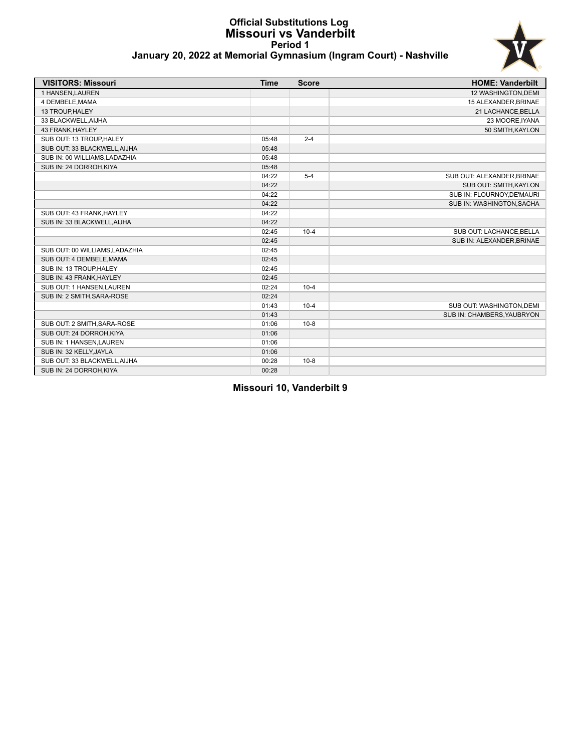# Official Substitutions Log
## Missouri vs Vanderbilt
### Period 1
### January 20, 2022 at Memorial Gymnasium (Ingram Court) - Nashville

| VISITORS: Missouri | Time | Score | HOME: Vanderbilt |
|---|---|---|---|
| 1 HANSEN,LAUREN | | | 12 WASHINGTON,DEMI |
| 4 DEMBELE,MAMA | | | 15 ALEXANDER,BRINAE |
| 13 TROUP,HALEY | | | 21 LACHANCE,BELLA |
| 33 BLACKWELL,AIJHA | | | 23 MOORE,IYANA |
| 43 FRANK,HAYLEY | | | 50 SMITH,KAYLON |
| SUB OUT: 13 TROUP,HALEY | 05:48 | 2-4 | |
| SUB OUT: 33 BLACKWELL,AIJHA | 05:48 | | |
| SUB IN: 00 WILLIAMS,LADAZHIA | 05:48 | | |
| SUB IN: 24 DORROH,KIYA | 05:48 | | |
| | 04:22 | 5-4 | SUB OUT: ALEXANDER,BRINAE |
| | 04:22 | | SUB OUT: SMITH,KAYLON |
| | 04:22 | | SUB IN: FLOURNOY,DE'MAURI |
| | 04:22 | | SUB IN: WASHINGTON,SACHA |
| SUB OUT: 43 FRANK,HAYLEY | 04:22 | | |
| SUB IN: 33 BLACKWELL,AIJHA | 04:22 | | |
| | 02:45 | 10-4 | SUB OUT: LACHANCE,BELLA |
| | 02:45 | | SUB IN: ALEXANDER,BRINAE |
| SUB OUT: 00 WILLIAMS,LADAZHIA | 02:45 | | |
| SUB OUT: 4 DEMBELE,MAMA | 02:45 | | |
| SUB IN: 13 TROUP,HALEY | 02:45 | | |
| SUB IN: 43 FRANK,HAYLEY | 02:45 | | |
| SUB OUT: 1 HANSEN,LAUREN | 02:24 | 10-4 | |
| SUB IN: 2 SMITH,SARA-ROSE | 02:24 | | |
| | 01:43 | 10-4 | SUB OUT: WASHINGTON,DEMI |
| | 01:43 | | SUB IN: CHAMBERS,YAUBRYON |
| SUB OUT: 2 SMITH,SARA-ROSE | 01:06 | 10-8 | |
| SUB OUT: 24 DORROH,KIYA | 01:06 | | |
| SUB IN: 1 HANSEN,LAUREN | 01:06 | | |
| SUB IN: 32 KELLY,JAYLA | 01:06 | | |
| SUB OUT: 33 BLACKWELL,AIJHA | 00:28 | 10-8 | |
| SUB IN: 24 DORROH,KIYA | 00:28 | | |

**Missouri 10, Vanderbilt 9**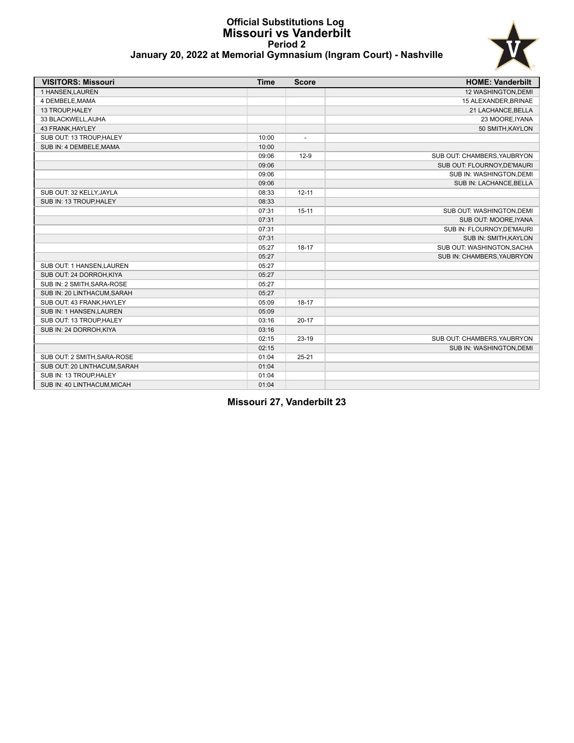# Official Substitutions Log
## Missouri vs Vanderbilt
### Period 2
### January 20, 2022 at Memorial Gymnasium (Ingram Court) - Nashville

| VISITORS: Missouri | Time | Score | HOME: Vanderbilt |
|---|---|---|---|
| 1 HANSEN,LAUREN | | | 12 WASHINGTON,DEMI |
| 4 DEMBELE,MAMA | | | 15 ALEXANDER,BRINAE |
| 13 TROUP,HALEY | | | 21 LACHANCE,BELLA |
| 33 BLACKWELL,AIJHA | | | 23 MOORE,IYANA |
| 43 FRANK,HAYLEY | | | 50 SMITH,KAYLON |
| SUB OUT: 13 TROUP,HALEY | 10:00 | - | |
| SUB IN: 4 DEMBELE,MAMA | 10:00 | | |
| | 09:06 | 12-9 | SUB OUT: CHAMBERS,YAUBRYON |
| | 09:06 | | SUB OUT: FLOURNOY,DE'MAURI |
| | 09:06 | | SUB IN: WASHINGTON,DEMI |
| | 09:06 | | SUB IN: LACHANCE,BELLA |
| SUB OUT: 32 KELLY,JAYLA | 08:33 | 12-11 | |
| SUB IN: 13 TROUP,HALEY | 08:33 | | |
| | 07:31 | 15-11 | SUB OUT: WASHINGTON,DEMI |
| | 07:31 | | SUB OUT: MOORE,IYANA |
| | 07:31 | | SUB IN: FLOURNOY,DE'MAURI |
| | 07:31 | | SUB IN: SMITH,KAYLON |
| | 05:27 | 18-17 | SUB OUT: WASHINGTON,SACHA |
| | 05:27 | | SUB IN: CHAMBERS,YAUBRYON |
| SUB OUT: 1 HANSEN,LAUREN | 05:27 | | |
| SUB OUT: 24 DORROH,KIYA | 05:27 | | |
| SUB IN: 2 SMITH,SARA-ROSE | 05:27 | | |
| SUB IN: 20 LINTHACUM,SARAH | 05:27 | | |
| SUB OUT: 43 FRANK,HAYLEY | 05:09 | 18-17 | |
| SUB IN: 1 HANSEN,LAUREN | 05:09 | | |
| SUB OUT: 13 TROUP,HALEY | 03:16 | 20-17 | |
| SUB IN: 24 DORROH,KIYA | 03:16 | | |
| | 02:15 | 23-19 | SUB OUT: CHAMBERS,YAUBRYON |
| | 02:15 | | SUB IN: WASHINGTON,DEMI |
| SUB OUT: 2 SMITH,SARA-ROSE | 01:04 | 25-21 | |
| SUB OUT: 20 LINTHACUM,SARAH | 01:04 | | |
| SUB IN: 13 TROUP,HALEY | 01:04 | | |
| SUB IN: 40 LINTHACUM,MICAH | 01:04 | | |

**Missouri 27, Vanderbilt 23**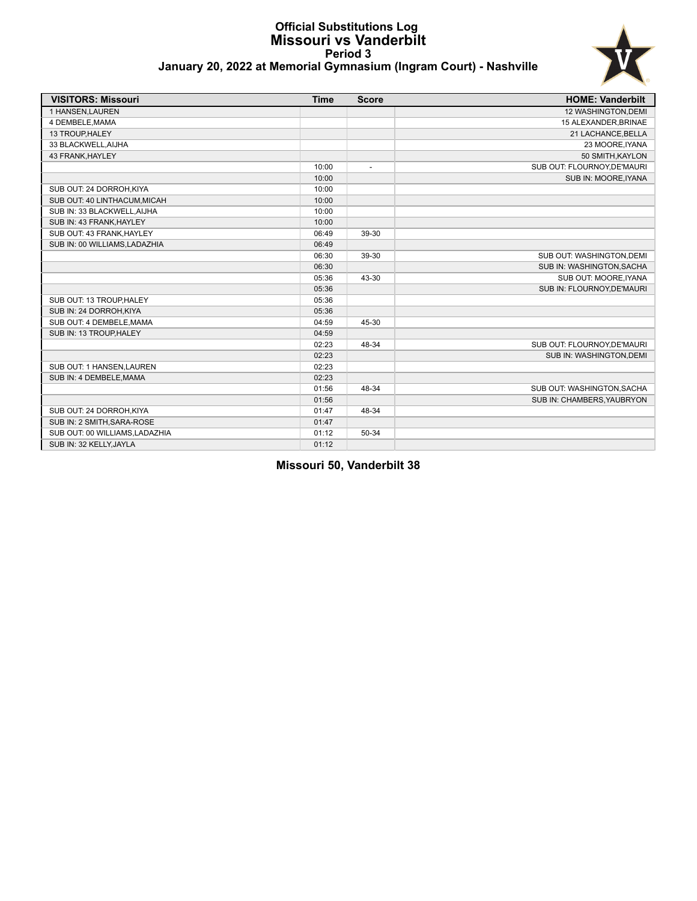# Official Substitutions Log
## Missouri vs Vanderbilt
### Period 3
### January 20, 2022 at Memorial Gymnasium (Ingram Court) - Nashville

| VISITORS: Missouri | Time | Score | HOME: Vanderbilt |
|---|---|---|---|
| 1 HANSEN,LAUREN | | | 12 WASHINGTON,DEMI |
| 4 DEMBELE,MAMA | | | 15 ALEXANDER,BRINAE |
| 13 TROUP,HALEY | | | 21 LACHANCE,BELLA |
| 33 BLACKWELL,AIJHA | | | 23 MOORE,IYANA |
| 43 FRANK,HAYLEY | | | 50 SMITH,KAYLON |
| | 10:00 | - | SUB OUT: FLOURNOY,DE'MAURI |
| | 10:00 | | SUB IN: MOORE,IYANA |
| SUB OUT: 24 DORROH,KIYA | 10:00 | | |
| SUB OUT: 40 LINTHACUM,MICAH | 10:00 | | |
| SUB IN: 33 BLACKWELL,AIJHA | 10:00 | | |
| SUB IN: 43 FRANK,HAYLEY | 10:00 | | |
| SUB OUT: 43 FRANK,HAYLEY | 06:49 | 39-30 | |
| SUB IN: 00 WILLIAMS,LADAZHIA | 06:49 | | |
| | 06:30 | 39-30 | SUB OUT: WASHINGTON,DEMI |
| | 06:30 | | SUB IN: WASHINGTON,SACHA |
| | 05:36 | 43-30 | SUB OUT: MOORE,IYANA |
| | 05:36 | | SUB IN: FLOURNOY,DE'MAURI |
| SUB OUT: 13 TROUP,HALEY | 05:36 | | |
| SUB IN: 24 DORROH,KIYA | 05:36 | | |
| SUB OUT: 4 DEMBELE,MAMA | 04:59 | 45-30 | |
| SUB IN: 13 TROUP,HALEY | 04:59 | | |
| | 02:23 | 48-34 | SUB OUT: FLOURNOY,DE'MAURI |
| | 02:23 | | SUB IN: WASHINGTON,DEMI |
| SUB OUT: 1 HANSEN,LAUREN | 02:23 | | |
| SUB IN: 4 DEMBELE,MAMA | 02:23 | | |
| | 01:56 | 48-34 | SUB OUT: WASHINGTON,SACHA |
| | 01:56 | | SUB IN: CHAMBERS,YAUBRYON |
| SUB OUT: 24 DORROH,KIYA | 01:47 | 48-34 | |
| SUB IN: 2 SMITH,SARA-ROSE | 01:47 | | |
| SUB OUT: 00 WILLIAMS,LADAZHIA | 01:12 | 50-34 | |
| SUB IN: 32 KELLY,JAYLA | 01:12 | | |

**Missouri 50, Vanderbilt 38**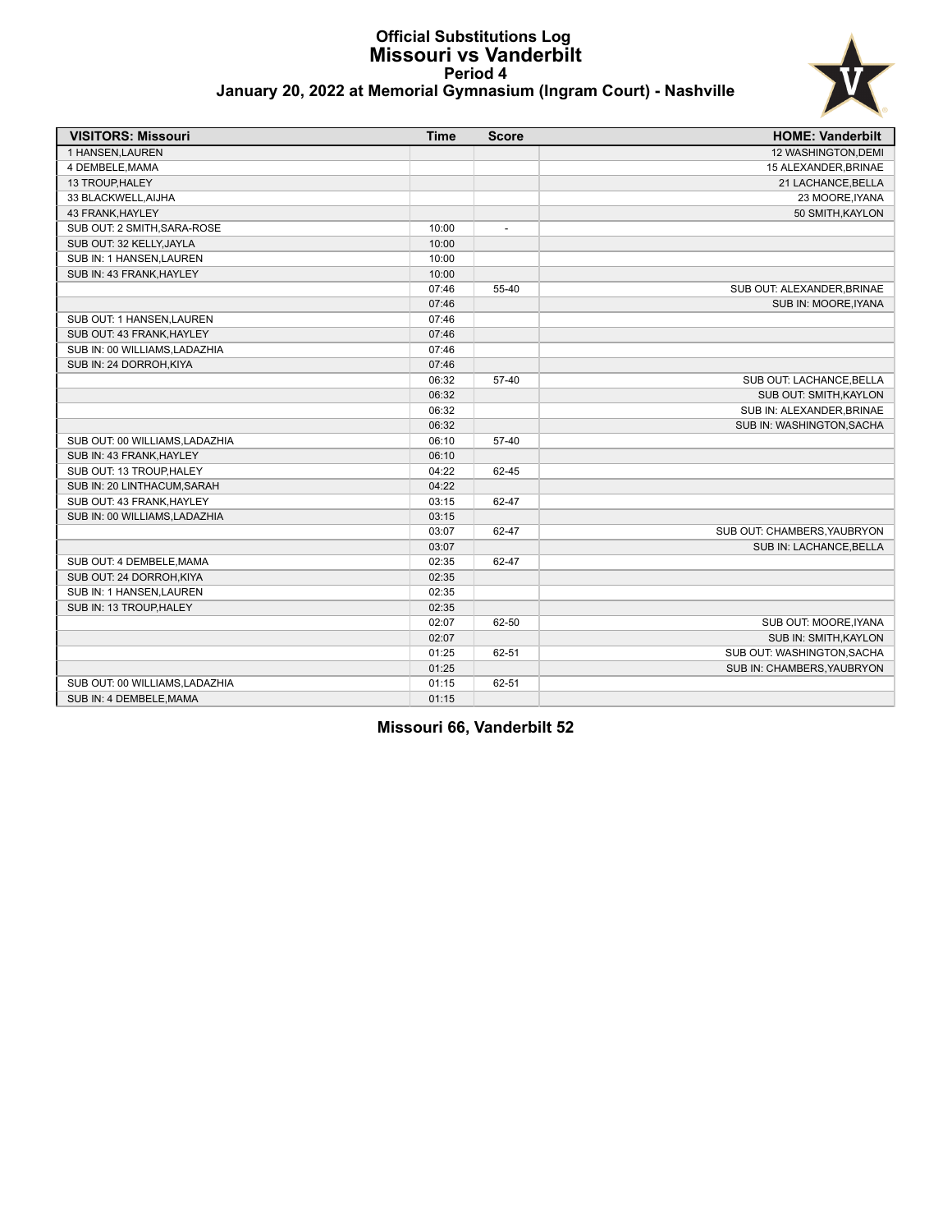# Official Substitutions Log
## Missouri vs Vanderbilt
### Period 4
### January 20, 2022 at Memorial Gymnasium (Ingram Court) - Nashville

| VISITORS: Missouri | Time | Score | HOME: Vanderbilt |
|---|---|---|---|
| 1 HANSEN,LAUREN | | | 12 WASHINGTON,DEMI |
| 4 DEMBELE,MAMA | | | 15 ALEXANDER,BRINAE |
| 13 TROUP,HALEY | | | 21 LACHANCE,BELLA |
| 33 BLACKWELL,AIJHA | | | 23 MOORE,IYANA |
| 43 FRANK,HAYLEY | | | 50 SMITH,KAYLON |
| SUB OUT: 2 SMITH,SARA-ROSE | 10:00 | - | |
| SUB OUT: 32 KELLY,JAYLA | 10:00 | | |
| SUB IN: 1 HANSEN,LAUREN | 10:00 | | |
| SUB IN: 43 FRANK,HAYLEY | 10:00 | | |
| | 07:46 | 55-40 | SUB OUT: ALEXANDER,BRINAE |
| | 07:46 | | SUB IN: MOORE,IYANA |
| SUB OUT: 1 HANSEN,LAUREN | 07:46 | | |
| SUB OUT: 43 FRANK,HAYLEY | 07:46 | | |
| SUB IN: 00 WILLIAMS,LADAZHIA | 07:46 | | |
| SUB IN: 24 DORROH,KIYA | 07:46 | | |
| | 06:32 | 57-40 | SUB OUT: LACHANCE,BELLA |
| | 06:32 | | SUB OUT: SMITH,KAYLON |
| | 06:32 | | SUB IN: ALEXANDER,BRINAE |
| | 06:32 | | SUB IN: WASHINGTON,SACHA |
| SUB OUT: 00 WILLIAMS,LADAZHIA | 06:10 | 57-40 | |
| SUB IN: 43 FRANK,HAYLEY | 06:10 | | |
| SUB OUT: 13 TROUP,HALEY | 04:22 | 62-45 | |
| SUB IN: 20 LINTHACUM,SARAH | 04:22 | | |
| SUB OUT: 43 FRANK,HAYLEY | 03:15 | 62-47 | |
| SUB IN: 00 WILLIAMS,LADAZHIA | 03:15 | | |
| | 03:07 | 62-47 | SUB OUT: CHAMBERS,YAUBRYON |
| | 03:07 | | SUB IN: LACHANCE,BELLA |
| SUB OUT: 4 DEMBELE,MAMA | 02:35 | 62-47 | |
| SUB OUT: 24 DORROH,KIYA | 02:35 | | |
| SUB IN: 1 HANSEN,LAUREN | 02:35 | | |
| SUB IN: 13 TROUP,HALEY | 02:35 | | |
| | 02:07 | 62-50 | SUB OUT: MOORE,IYANA |
| | 02:07 | | SUB IN: SMITH,KAYLON |
| | 01:25 | 62-51 | SUB OUT: WASHINGTON,SACHA |
| | 01:25 | | SUB IN: CHAMBERS,YAUBRYON |
| SUB OUT: 00 WILLIAMS,LADAZHIA | 01:15 | 62-51 | |
| SUB IN: 4 DEMBELE,MAMA | 01:15 | | |

**Missouri 66, Vanderbilt 52**